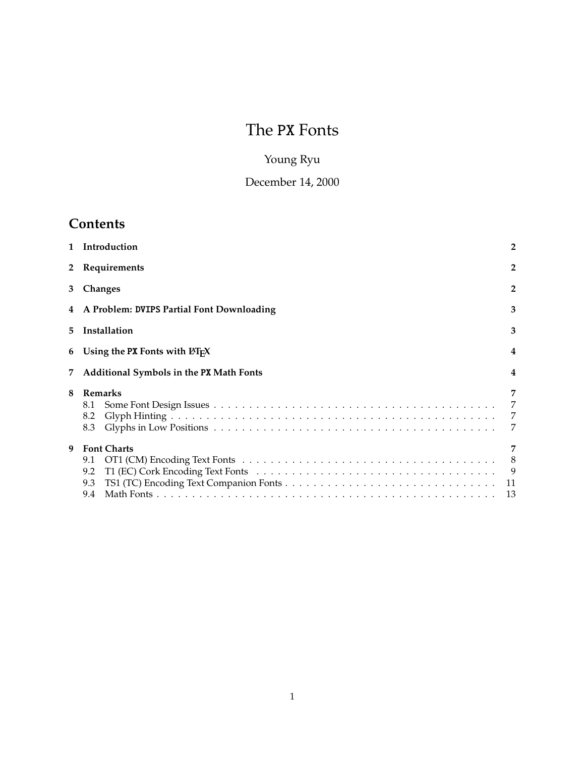# The PX Fonts

Young Ryu

December 14, 2000

## Contents

| | | |
|---|---|---|
| **1** | **Introduction** | **2** |
| **2** | **Requirements** | **2** |
| **3** | **Changes** | **2** |
| **4** | **A Problem: DVIPS Partial Font Downloading** | **3** |
| **5** | **Installation** | **3** |
| **6** | **Using the PX Fonts with LaTeX** | **4** |
| **7** | **Additional Symbols in the PX Math Fonts** | **4** |
| **8** | **Remarks** | **7** |
| 8.1 | Some Font Design Issues | 7 |
| 8.2 | Glyph Hinting | 7 |
| 8.3 | Glyphs in Low Positions | 7 |
| **9** | **Font Charts** | **7** |
| 9.1 | OT1 (CM) Encoding Text Fonts | 8 |
| 9.2 | T1 (EC) Cork Encoding Text Fonts | 9 |
| 9.3 | TS1 (TC) Encoding Text Companion Fonts | 11 |
| 9.4 | Math Fonts | 13 |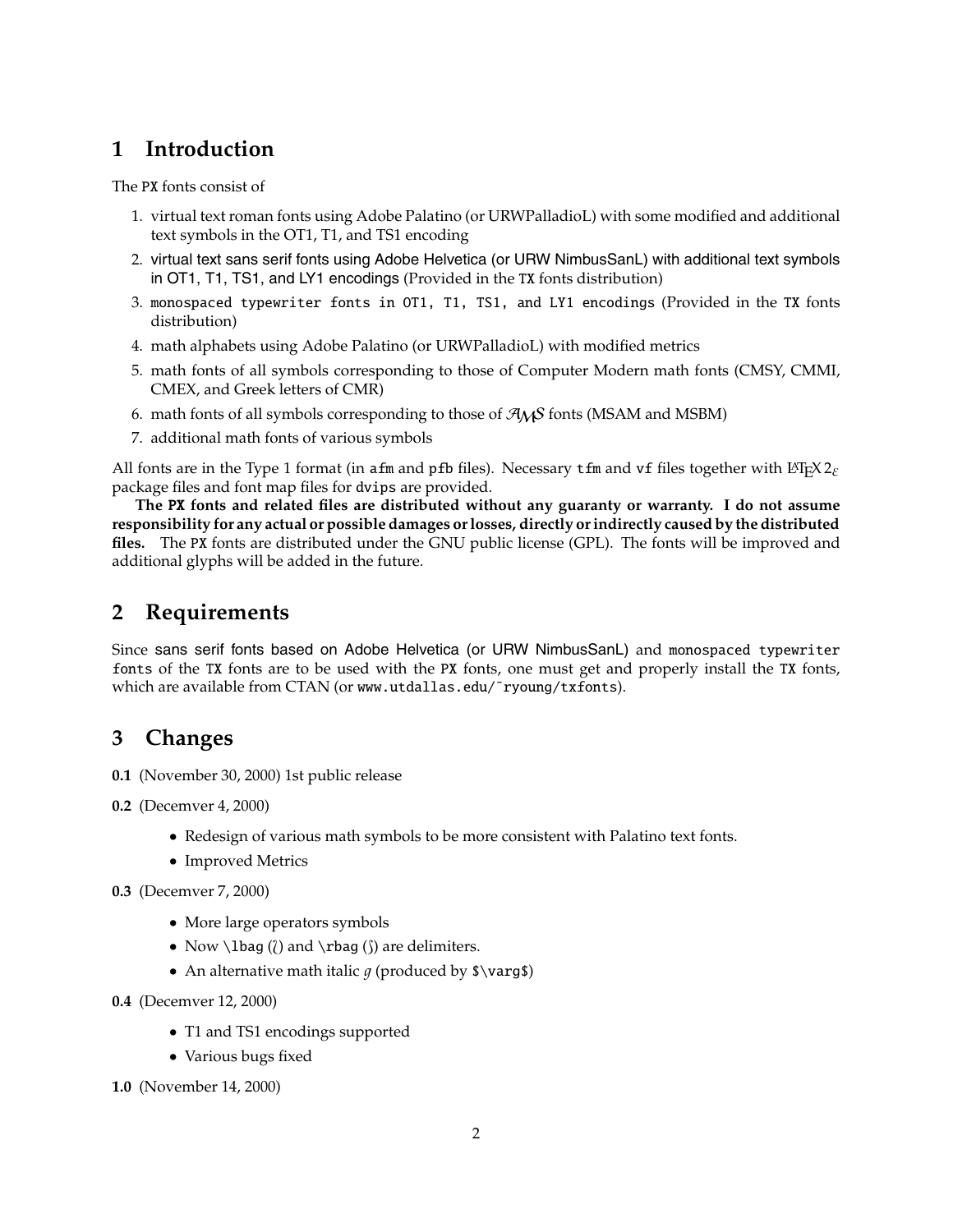## 1 Introduction

The PX fonts consist of

1. virtual text roman fonts using Adobe Palatino (or URWPalladioL) with some modified and additional text symbols in the OT1, T1, and TS1 encoding
2. virtual text sans serif fonts using Adobe Helvetica (or URW NimbusSanL) with additional text symbols in OT1, T1, TS1, and LY1 encodings (Provided in the TX fonts distribution)
3. `monospaced typewriter fonts in OT1, T1, TS1, and LY1 encodings` (Provided in the TX fonts distribution)
4. math alphabets using Adobe Palatino (or URWPalladioL) with modified metrics
5. math fonts of all symbols corresponding to those of Computer Modern math fonts (CMSY, CMMI, CMEX, and Greek letters of CMR)
6. math fonts of all symbols corresponding to those of $\mathcal{AMS}$ fonts (MSAM and MSBM)
7. additional math fonts of various symbols

All fonts are in the Type 1 format (in `afm` and `pfb` files). Necessary `tfm` and `vf` files together with LaTeX $2_\varepsilon$ package files and font map files for `dvips` are provided.

**The PX fonts and related files are distributed without any guaranty or warranty. I do not assume responsibility for any actual or possible damages or losses, directly or indirectly caused by the distributed files.** The PX fonts are distributed under the GNU public license (GPL). The fonts will be improved and additional glyphs will be added in the future.

## 2 Requirements

Since sans serif fonts based on Adobe Helvetica (or URW NimbusSanL) and `monospaced typewriter fonts` of the TX fonts are to be used with the PX fonts, one must get and properly install the TX fonts, which are available from CTAN (or `www.utdallas.edu/~ryoung/txfonts`).

## 3 Changes

**0.1** (November 30, 2000) 1st public release

**0.2** (Decemver 4, 2000)

- Redesign of various math symbols to be more consistent with Palatino text fonts.
- Improved Metrics

**0.3** (Decemver 7, 2000)

- More large operators symbols
- Now `\lbag` (⟅) and `\rbag` (⟆) are delimiters.
- An alternative math italic $g$ (produced by `$\varg$`)

**0.4** (Decemver 12, 2000)

- T1 and TS1 encodings supported
- Various bugs fixed

**1.0** (November 14, 2000)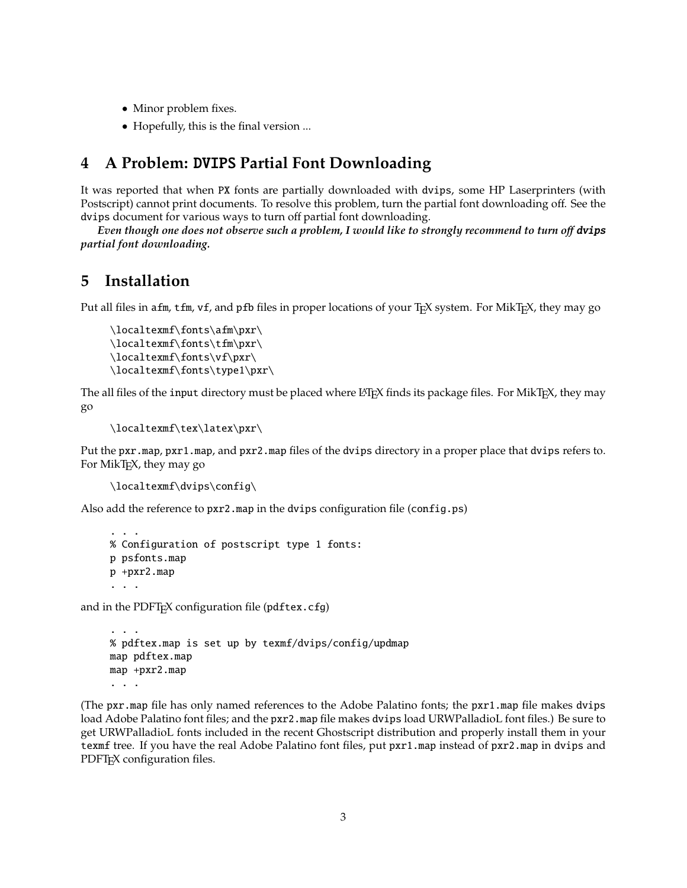- Minor problem fixes.
- Hopefully, this is the final version ...

## 4 A Problem: DVIPS Partial Font Downloading

It was reported that when PX fonts are partially downloaded with dvips, some HP Laserprinters (with Postscript) cannot print documents. To resolve this problem, turn the partial font downloading off. See the dvips document for various ways to turn off partial font downloading.

***Even though one does not observe such a problem, I would like to strongly recommend to turn off `dvips` partial font downloading.***

## 5 Installation

Put all files in afm, tfm, vf, and pfb files in proper locations of your TEX system. For MikTEX, they may go

```
\localtexmf\fonts\afm\pxr\
\localtexmf\fonts\tfm\pxr\
\localtexmf\fonts\vf\pxr\
\localtexmf\fonts\type1\pxr\
```

The all files of the input directory must be placed where LATEX finds its package files. For MikTEX, they may go

```
\localtexmf\tex\latex\pxr\
```

Put the pxr.map, pxr1.map, and pxr2.map files of the dvips directory in a proper place that dvips refers to. For MikTEX, they may go

```
\localtexmf\dvips\config\
```

Also add the reference to pxr2.map in the dvips configuration file (config.ps)

```
. . .
% Configuration of postscript type 1 fonts:
p psfonts.map
p +pxr2.map
. . .
```

and in the PDFTEX configuration file (pdftex.cfg)

```
. . .
% pdftex.map is set up by texmf/dvips/config/updmap
map pdftex.map
map +pxr2.map
. . .
```

(The pxr.map file has only named references to the Adobe Palatino fonts; the pxr1.map file makes dvips load Adobe Palatino font files; and the pxr2.map file makes dvips load URWPalladioL font files.) Be sure to get URWPalladioL fonts included in the recent Ghostscript distribution and properly install them in your texmf tree. If you have the real Adobe Palatino font files, put pxr1.map instead of pxr2.map in dvips and PDFTEX configuration files.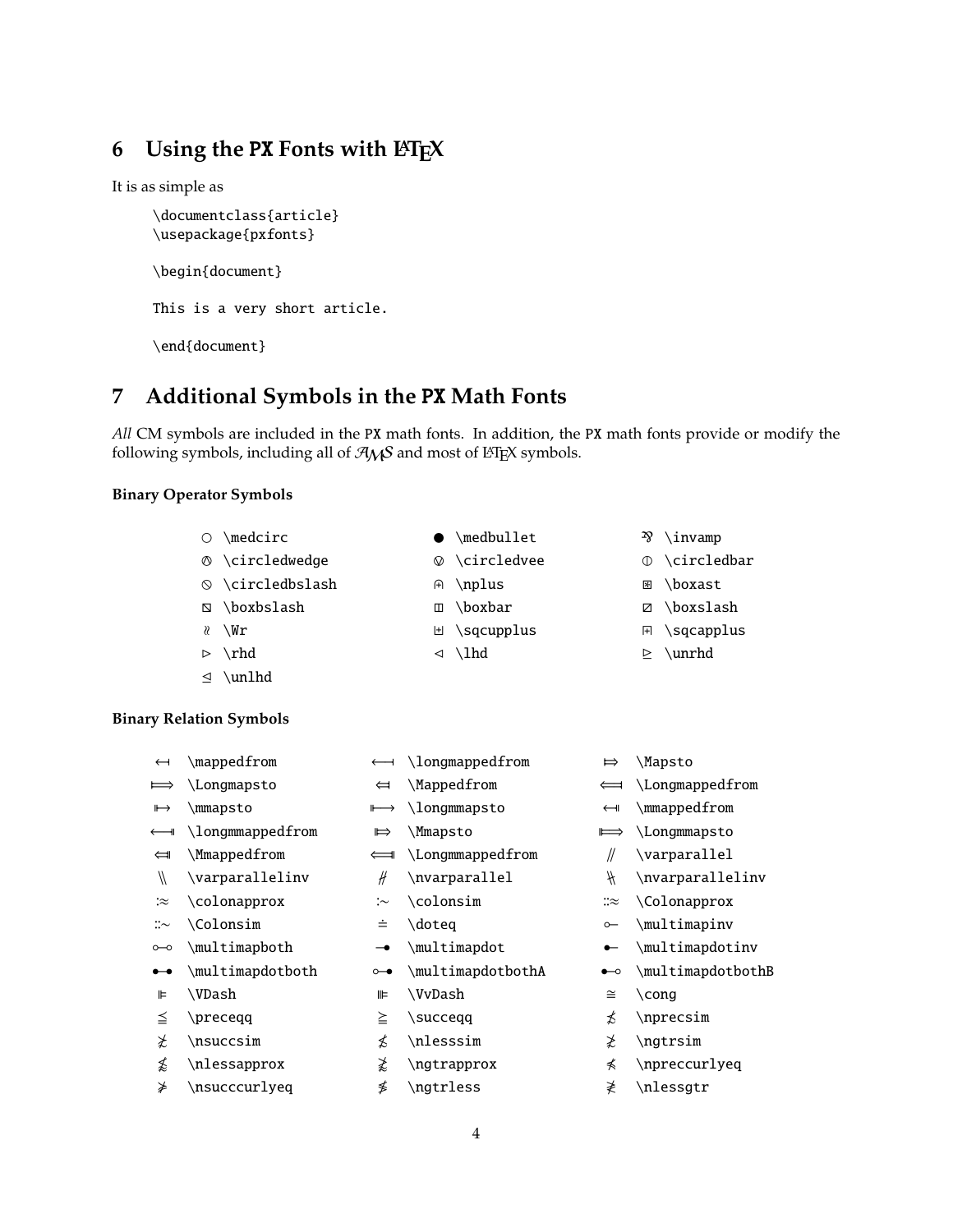## 6 Using the PX Fonts with LaTeX

It is as simple as

```
\documentclass{article}
\usepackage{pxfonts}

\begin{document}

This is a very short article.

\end{document}
```

## 7 Additional Symbols in the PX Math Fonts

*All* CM symbols are included in the PX math fonts. In addition, the PX math fonts provide or modify the following symbols, including all of AMS and most of LaTeX symbols.

**Binary Operator Symbols**

| | | | | | |
|---|---|---|---|---|---|
| ○ | \medcirc | ● | \medbullet | ⅋ | \invamp |
| ⦸ | \circledwedge | ⦸ | \circledvee | ⦶ | \circledbar |
| ⦸ | \circledbslash | ⨄ | \nplus | ⧆ | \boxast |
| ⧅ | \boxbslash | ◫ | \boxbar | ⧄ | \boxslash |
| ≀ | \Wr | ⊞ | \sqcupplus | ⊞ | \sqcapplus |
| ▷ | \rhd | ◁ | \lhd | ⊵ | \unrhd |
| ⊴ | \unlhd | | | | |

**Binary Relation Symbols**

| | | | | | |
|---|---|---|---|---|---|
| ↤ | \mappedfrom | ⟻ | \longmappedfrom | ⤇ | \Mapsto |
| ⟾ | \Longmapsto | ⤆ | \Mappedfrom | ⟽ | \Longmappedfrom |
| ↦ | \mmapsto | ⟼ | \longmmapsto | ↤ | \mmappedfrom |
| ⟻ | \longmmappedfrom | ⤇ | \Mmapsto | ⟾ | \Longmmapsto |
| ⤆ | \Mmappedfrom | ⟽ | \Longmmappedfrom | ⫽ | \varparallel |
| ⑊ | \varparallelinv | ⫽̸ | \nvarparallel | ⑊̸ | \nvarparallelinv |
| :≈ | \colonapprox | :∼ | \colonsim | ::≈ | \Colonapprox |
| ::∼ | \Colonsim | ≐ | \doteq | ⟜ | \multimapinv |
| ⧟ | \multimapboth | ⊸ | \multimapdot | ⟜ | \multimapdotinv |
| ⧟ | \multimapdotboth | ⧟ | \multimapdotbothA | ⧟ | \multimapdotbothB |
| ⊫ | \VDash | ⊪ | \VvDash | ≅ | \cong |
| ≦ | \preceqq | ≧ | \succeqq | ≾̸ | \nprecsim |
| ≿̸ | \nsuccsim | ≴ | \nlesssim | ≵ | \ngtrsim |
| ⪅̸ | \nlessapprox | ⪆̸ | \ngtrapprox | ⋞̸ | \npreccurlyeq |
| ⋟̸ | \nsucccurlyeq | ≹ | \ngtrless | ≸ | \nlessgtr |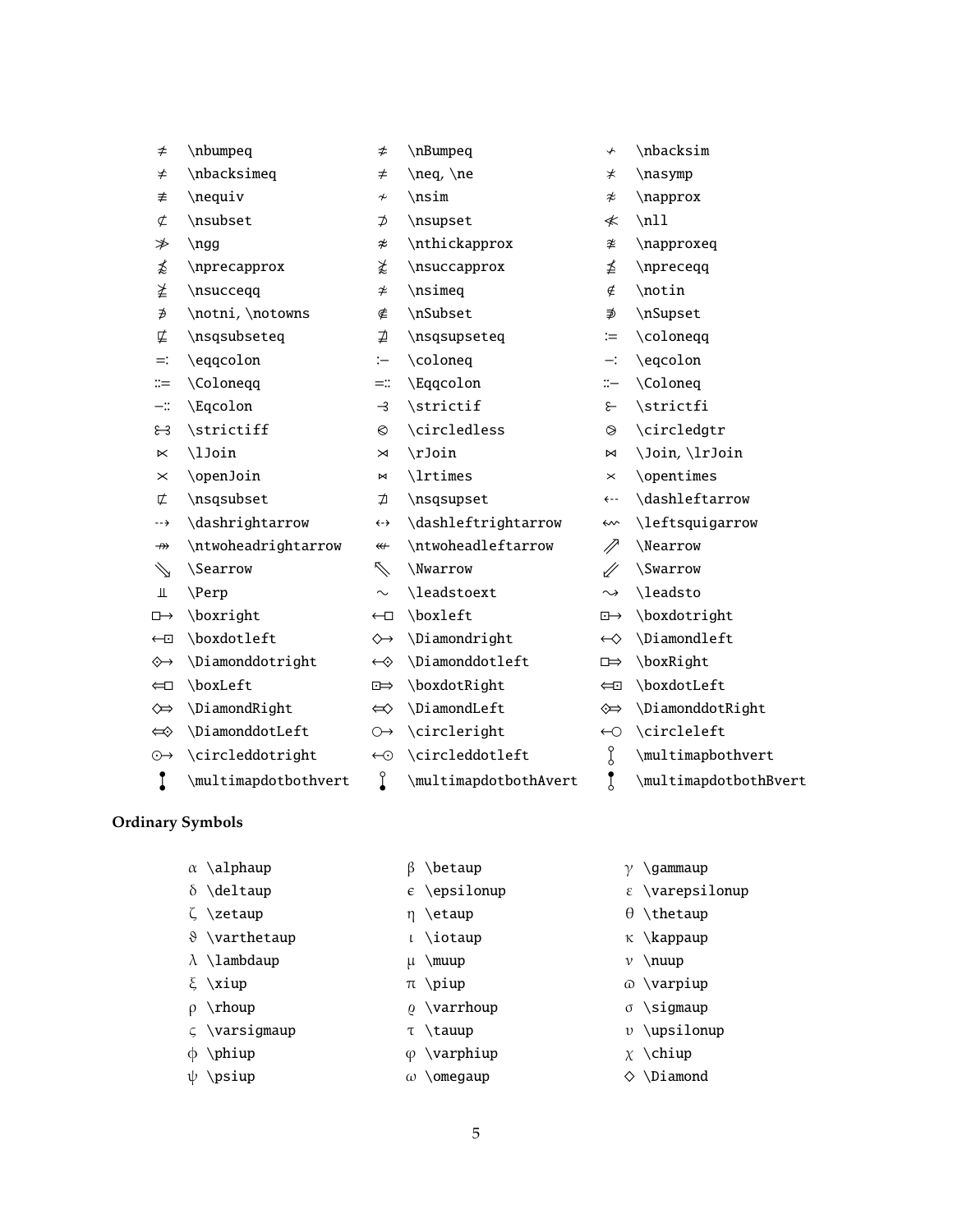| | | | | | |
|---|---|---|---|---|---|
| ≏̸ | \nbumpeq | ≎̸ | \nBumpeq | ∽̸ | \nbacksim |
| ⋍̸ | \nbacksimeq | ≠ | \neq, \ne | ≭ | \nasymp |
| ≢ | \nequiv | ≁ | \nsim | ≉ | \napprox |
| ⊄ | \nsubset | ⊅ | \nsupset | ≪̸ | \nll |
| ≫̸ | \ngg | ≉ | \nthickapprox | ≊̸ | \napproxeq |
| ⪷̸ | \nprecapprox | ⪸̸ | \nsuccapprox | ⪳̸ | \npreceqq |
| ⪴̸ | \nsucceqq | ≄ | \nsimeq | ∉ | \notin |
| ∌ | \notni, \notowns | ⋐̸ | \nSubset | ⋑̸ | \nSupset |
| ⋢ | \nsqsubseteq | ⋣ | \nsqsupseteq | ≔ | \coloneqq |
| ≕ | \eqqcolon | :− | \coloneq | −: | \eqcolon |
| ::= | \Coloneqq | =:: | \Eqqcolon | ::− | \Coloneq |
| −:: | \Eqcolon | ⥽ | \strictif | ⥼ | \strictfi |
| ⥼⥽ | \strictiff | ⧀ | \circledless | ⧁ | \circledgtr |
| ⋉ | \lJoin | ⋊ | \rJoin | ⋈ | \Join, \lrJoin |
| ⋊⋉ | \openJoin | ⋈ | \lrtimes | × | \opentimes |
| ⊏̸ | \nsqsubset | ⊐̸ | \nsqsupset | ⇠ | \dashleftarrow |
| ⇢ | \dashrightarrow | ⇠⇢ | \dashleftrightarrow | ⇜ | \leftsquigarrow |
| ↠̸ | \ntwoheadrightarrow | ↞̸ | \ntwoheadleftarrow | ⇗ | \Nearrow |
| ⇘ | \Searrow | ⇖ | \Nwarrow | ⇙ | \Swarrow |
| ⫫ | \Perp | ∼ | \leadstoext | ⇝ | \leadsto |
| □→ | \boxright | ←□ | \boxleft | ⊡→ | \boxdotright |
| ←⊡ | \boxdotleft | ◇→ | \Diamondright | ←◇ | \Diamondleft |
| ◇→ | \Diamonddotright | ←◇ | \Diamonddotleft | □⇒ | \boxRight |
| ⇐□ | \boxLeft | ⊡⇒ | \boxdotRight | ⇐⊡ | \boxdotLeft |
| ◇⇒ | \DiamondRight | ⇐◇ | \DiamondLeft | ◇⇒ | \DiamonddotRight |
| ⇐◇ | \DiamonddotLeft | ○→ | \circleright | ←○ | \circleleft |
| ⊙→ | \circleddotright | ←⊙ | \circleddotleft | ⫯ | \multimapbothvert |
| ⫰ | \multimapdotbothvert | ⫯ | \multimapdotbothAvert | ⫰ | \multimapdotbothBvert |

### Ordinary Symbols

| | | | | | |
|---|---|---|---|---|---|
| α | \alphaup | β | \betaup | γ | \gammaup |
| δ | \deltaup | ϵ | \epsilonup | ε | \varepsilonup |
| ζ | \zetaup | η | \etaup | θ | \thetaup |
| ϑ | \varthetaup | ι | \iotaup | κ | \kappaup |
| λ | \lambdaup | μ | \muup | ν | \nuup |
| ξ | \xiup | π | \piup | ϖ | \varpiup |
| ρ | \rhoup | ϱ | \varrhoup | σ | \sigmaup |
| ς | \varsigmaup | τ | \tauup | υ | \upsilonup |
| ϕ | \phiup | φ | \varphiup | χ | \chiup |
| ψ | \psiup | ω | \omegaup | ◇ | \Diamond |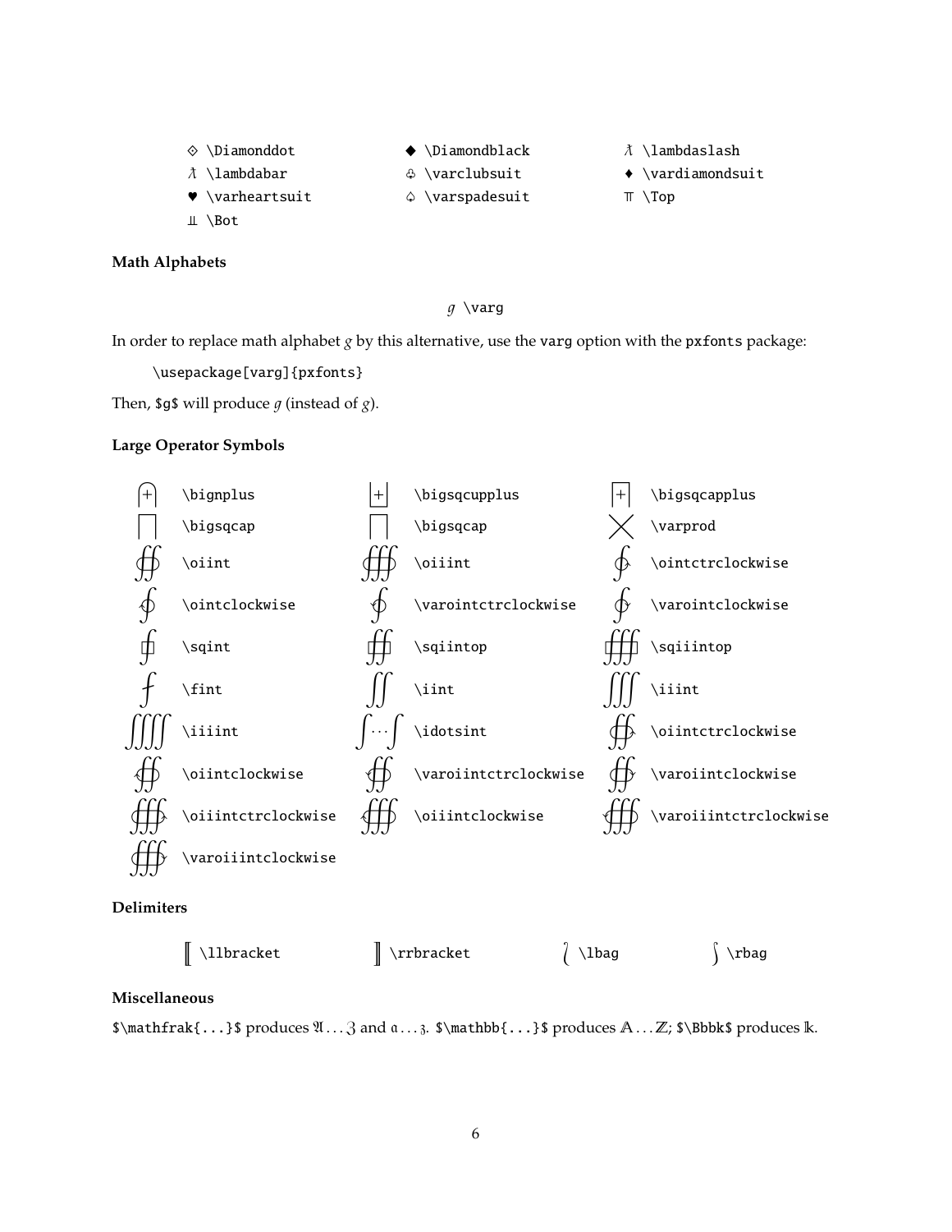| | | |
|---|---|---|
| ⟐ `\Diamonddot` | ◆ `\Diamondblack` | ƛ `\lambdaslash` |
| ƛ `\lambdabar` | ♧ `\varclubsuit` | ♦ `\vardiamondsuit` |
| ♥ `\varheartsuit` | ♤ `\varspadesuit` | ⫪ `\Top` |
| ⫫ `\Bot` | | |

### Math Alphabets

$g$ `\varg`

In order to replace math alphabet $g$ by this alternative, use the `varg` option with the `pxfonts` package:

```
\usepackage[varg]{pxfonts}
```

Then, `$g$` will produce $g$ (instead of $g$).

### Large Operator Symbols

| | | | | | |
|---|---|---|---|---|---|
| ⨄ | `\bignplus` | ⊞ | `\bigsqcupplus` | ⊞ | `\bigsqcapplus` |
| ⨅ | `\bigsqcap` | ⨅ | `\bigsqcap` | ⨉ | `\varprod` |
| ∯ | `\oiint` | ∰ | `\oiiint` | ∳ | `\ointctrclockwise` |
| ∲ | `\ointclockwise` | ∳ | `\varointctrclockwise` | ∲ | `\varointclockwise` |
| ⨖ | `\sqint` | ⨖⨖ | `\sqiintop` | ⨖⨖⨖ | `\sqiiintop` |
| ⨏ | `\fint` | ∬ | `\iint` | ∭ | `\iiint` |
| ⨌ | `\iiiint` | $\int\cdots\int$ | `\idotsint` | ∯ | `\oiintctrclockwise` |
| ∯ | `\oiintclockwise` | ∯ | `\varoiintctrclockwise` | ∯ | `\varoiintclockwise` |
| ∰ | `\oiiintctrclockwise` | ∰ | `\oiiintclockwise` | ∰ | `\varoiiintctrclockwise` |
| ∰ | `\varoiiintclockwise` | | | | |

### Delimiters

| | | | |
|---|---|---|---|
| ⟦ `\llbracket` | ⟧ `\rrbracket` | ⟅ `\lbag` | ⟆ `\rbag` |

### Miscellaneous

`$\mathfrak{...}$` produces $\mathfrak{A}\ldots\mathfrak{Z}$ and $\mathfrak{a}\ldots\mathfrak{z}$. `$\mathbb{...}$` produces $\mathbb{A}\ldots\mathbb{Z}$; `$\Bbbk$` produces $\Bbbk$.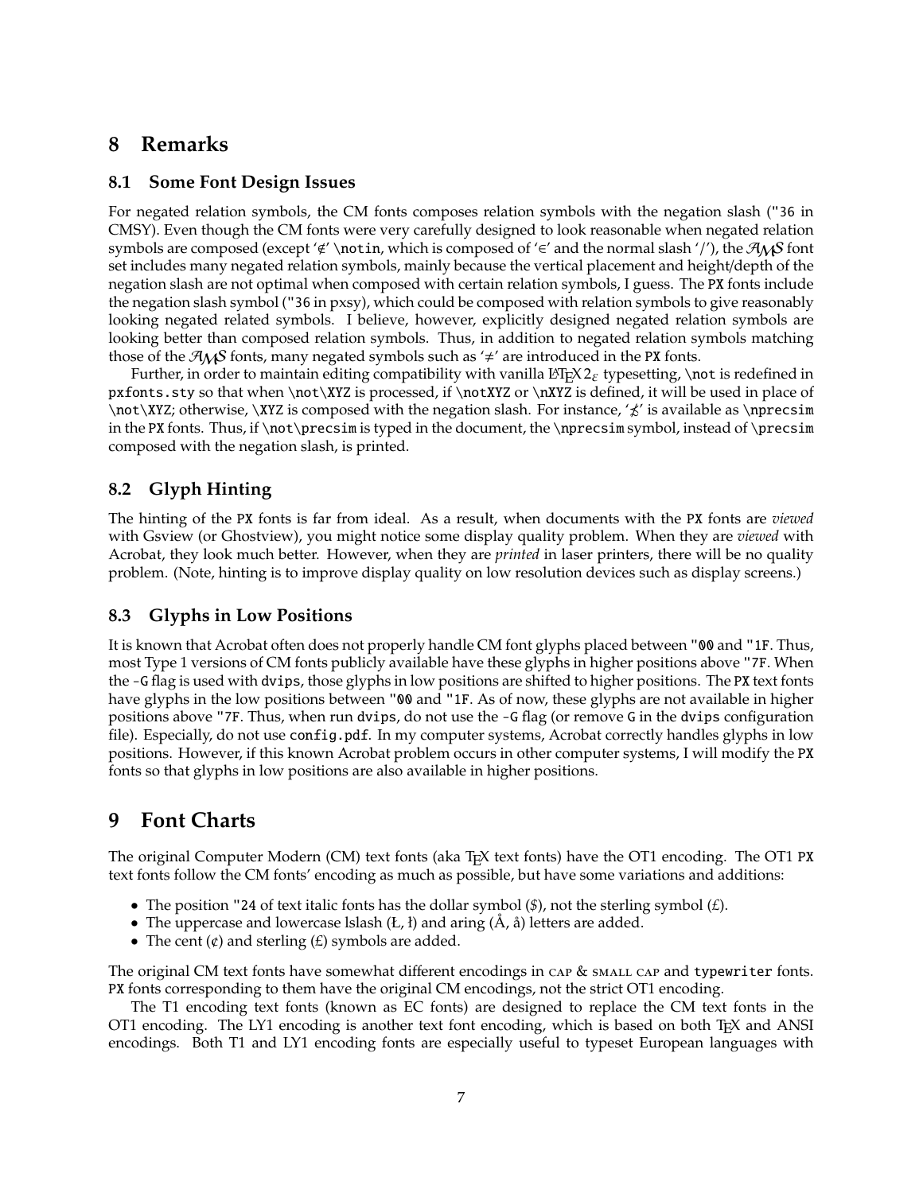## 8 Remarks

### 8.1 Some Font Design Issues

For negated relation symbols, the CM fonts composes relation symbols with the negation slash ("36 in CMSY). Even though the CM fonts were very carefully designed to look reasonable when negated relation symbols are composed (except '∉' \notin, which is composed of '∈' and the normal slash '/'), the $\mathcal{AMS}$ font set includes many negated relation symbols, mainly because the vertical placement and height/depth of the negation slash are not optimal when composed with certain relation symbols, I guess. The PX fonts include the negation slash symbol ("36 in pxsy), which could be composed with relation symbols to give reasonably looking negated related symbols. I believe, however, explicitly designed negated relation symbols are looking better than composed relation symbols. Thus, in addition to negated relation symbols matching those of the $\mathcal{AMS}$ fonts, many negated symbols such as '≠' are introduced in the PX fonts.

Further, in order to maintain editing compatibility with vanilla LaTeX 2ε typesetting, \not is redefined in pxfonts.sty so that when \not\XYZ is processed, if \notXYZ or \nXYZ is defined, it will be used in place of \not\XYZ; otherwise, \XYZ is composed with the negation slash. For instance, '⋨' is available as \nprecsim in the PX fonts. Thus, if \not\precsim is typed in the document, the \nprecsim symbol, instead of \precsim composed with the negation slash, is printed.

### 8.2 Glyph Hinting

The hinting of the PX fonts is far from ideal. As a result, when documents with the PX fonts are *viewed* with Gsview (or Ghostview), you might notice some display quality problem. When they are *viewed* with Acrobat, they look much better. However, when they are *printed* in laser printers, there will be no quality problem. (Note, hinting is to improve display quality on low resolution devices such as display screens.)

### 8.3 Glyphs in Low Positions

It is known that Acrobat often does not properly handle CM font glyphs placed between "00 and "1F. Thus, most Type 1 versions of CM fonts publicly available have these glyphs in higher positions above "7F. When the -G flag is used with dvips, those glyphs in low positions are shifted to higher positions. The PX text fonts have glyphs in the low positions between "00 and "1F. As of now, these glyphs are not available in higher positions above "7F. Thus, when run dvips, do not use the -G flag (or remove G in the dvips configuration file). Especially, do not use config.pdf. In my computer systems, Acrobat correctly handles glyphs in low positions. However, if this known Acrobat problem occurs in other computer systems, I will modify the PX fonts so that glyphs in low positions are also available in higher positions.

## 9 Font Charts

The original Computer Modern (CM) text fonts (aka TeX text fonts) have the OT1 encoding. The OT1 PX text fonts follow the CM fonts' encoding as much as possible, but have some variations and additions:

- The position "24 of text italic fonts has the dollar symbol (*$*), not the sterling symbol (*£*).
- The uppercase and lowercase lslash (Ł, ł) and aring (Å, å) letters are added.
- The cent (¢) and sterling (£) symbols are added.

The original CM text fonts have somewhat different encodings in CAP & SMALL CAP and typewriter fonts. PX fonts corresponding to them have the original CM encodings, not the strict OT1 encoding.

The T1 encoding text fonts (known as EC fonts) are designed to replace the CM text fonts in the OT1 encoding. The LY1 encoding is another text font encoding, which is based on both TeX and ANSI encodings. Both T1 and LY1 encoding fonts are especially useful to typeset European languages with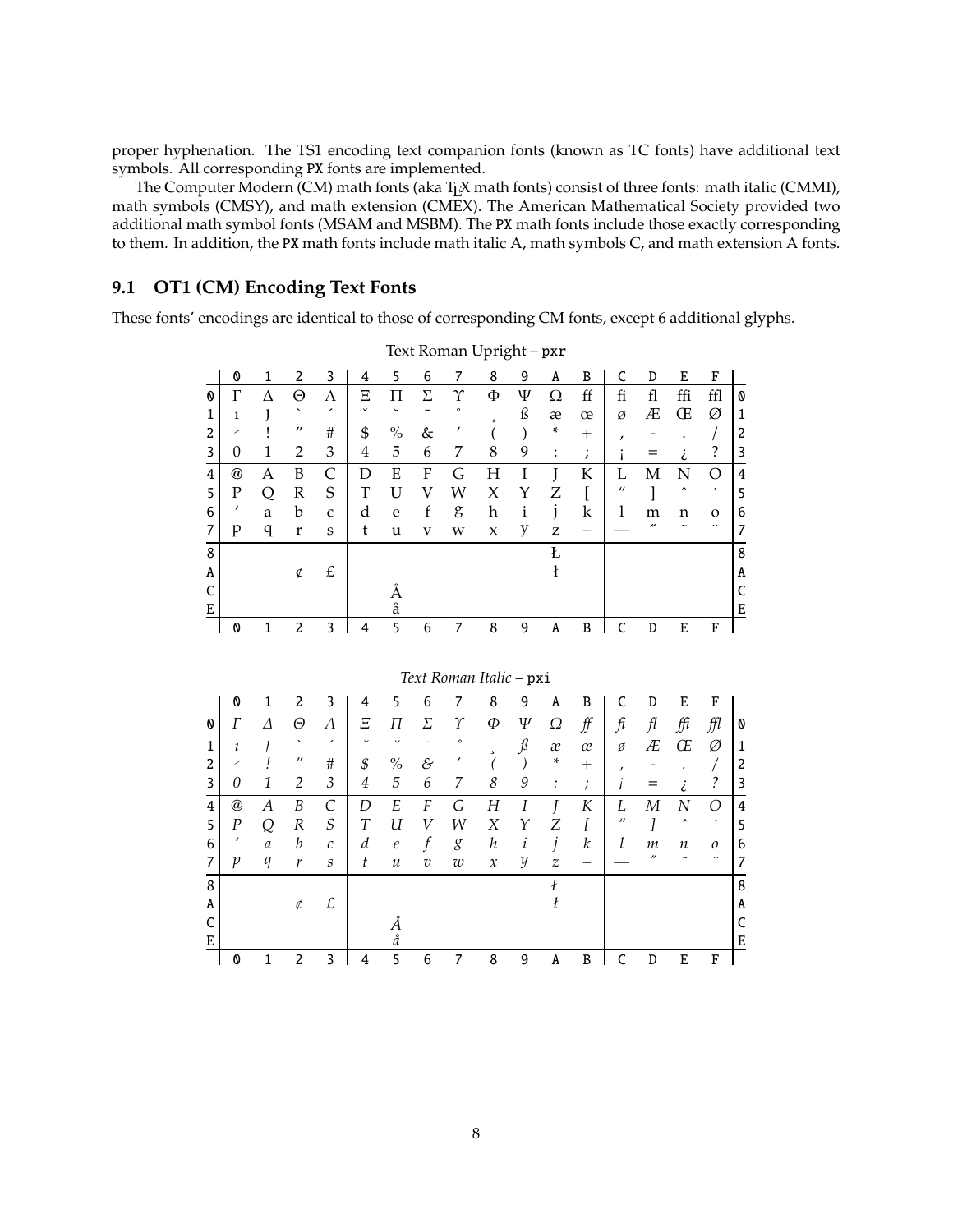proper hyphenation. The TS1 encoding text companion fonts (known as TC fonts) have additional text symbols. All corresponding PX fonts are implemented.

The Computer Modern (CM) math fonts (aka TEX math fonts) consist of three fonts: math italic (CMMI), math symbols (CMSY), and math extension (CMEX). The American Mathematical Society provided two additional math symbol fonts (MSAM and MSBM). The PX math fonts include those exactly corresponding to them. In addition, the PX math fonts include math italic A, math symbols C, and math extension A fonts.

## 9.1 OT1 (CM) Encoding Text Fonts

These fonts' encodings are identical to those of corresponding CM fonts, except 6 additional glyphs.

Text Roman Upright – pxr

| | 0 | 1 | 2 | 3 | 4 | 5 | 6 | 7 | 8 | 9 | A | B | C | D | E | F | |
|---|---|---|---|---|---|---|---|---|---|---|---|---|---|---|---|---|---|
| 0 | Γ | Δ | Θ | Λ | Ξ | Π | Σ | ϒ | Φ | Ψ | Ω | ff | fi | fl | ffi | ffl | 0 |
| 1 | ı | ȷ | ` | ´ | ˇ | ˘ | ¯ | ˚ | ¸ | ß | æ | œ | ø | Æ | Œ | Ø | 1 |
| 2 | ˗ | ! | ” | # | $ | % | & | ’ | ( | ) | * | + | , | - | . | / | 2 |
| 3 | 0 | 1 | 2 | 3 | 4 | 5 | 6 | 7 | 8 | 9 | : | ; | ¡ | = | ¿ | ? | 3 |
| 4 | @ | A | B | C | D | E | F | G | H | I | J | K | L | M | N | O | 4 |
| 5 | P | Q | R | S | T | U | V | W | X | Y | Z | [ | “ | ] | ˆ | ˙ | 5 |
| 6 | ‘ | a | b | c | d | e | f | g | h | i | j | k | l | m | n | o | 6 |
| 7 | p | q | r | s | t | u | v | w | x | y | z | – | — | ˝ | ˜ | ¨ | 7 |
| 8 | | | | | | | | | | | Ł | | | | | | 8 |
| A | | | ¢ | £ | | | | | | | ł | | | | | | A |
| C | | | | | | Å | | | | | | | | | | | C |
| E | | | | | | å | | | | | | | | | | | E |
| | 0 | 1 | 2 | 3 | 4 | 5 | 6 | 7 | 8 | 9 | A | B | C | D | E | F | |

*Text Roman Italic* – pxi

| | 0 | 1 | 2 | 3 | 4 | 5 | 6 | 7 | 8 | 9 | A | B | C | D | E | F | |
|---|---|---|---|---|---|---|---|---|---|---|---|---|---|---|---|---|---|
| 0 | *Γ* | *Δ* | *Θ* | *Λ* | *Ξ* | *Π* | *Σ* | *ϒ* | *Φ* | *Ψ* | *Ω* | *ff* | *fi* | *fl* | *ffi* | *ffl* | 0 |
| 1 | *ı* | *ȷ* | ` | ´ | ˇ | ˘ | ¯ | ˚ | ¸ | *ß* | *æ* | *œ* | *ø* | *Æ* | *Œ* | *Ø* | 1 |
| 2 | ˗ | *!* | ” | # | *$* | % | *&* | ’ | *(* | *)* | * | + | , | - | . | / | 2 |
| 3 | *0* | *1* | *2* | *3* | *4* | *5* | *6* | *7* | *8* | *9* | : | ; | *¡* | = | *¿* | *?* | 3 |
| 4 | @ | *A* | *B* | *C* | *D* | *E* | *F* | *G* | *H* | *I* | *J* | *K* | *L* | *M* | *N* | *O* | 4 |
| 5 | *P* | *Q* | *R* | *S* | *T* | *U* | *V* | *W* | *X* | *Y* | *Z* | *[* | “ | *]* | ˆ | ˙ | 5 |
| 6 | ‘ | *a* | *b* | *c* | *d* | *e* | *f* | *g* | *h* | *i* | *j* | *k* | *l* | *m* | *n* | *o* | 6 |
| 7 | *p* | *q* | *r* | *s* | *t* | *u* | *v* | *w* | *x* | *y* | *z* | – | — | ˝ | ˜ | ¨ | 7 |
| 8 | | | | | | | | | | | *Ł* | | | | | | 8 |
| A | | | *¢* | *£* | | | | | | | *ł* | | | | | | A |
| C | | | | | | *Å* | | | | | | | | | | | C |
| E | | | | | | *å* | | | | | | | | | | | E |
| | 0 | 1 | 2 | 3 | 4 | 5 | 6 | 7 | 8 | 9 | A | B | C | D | E | F | |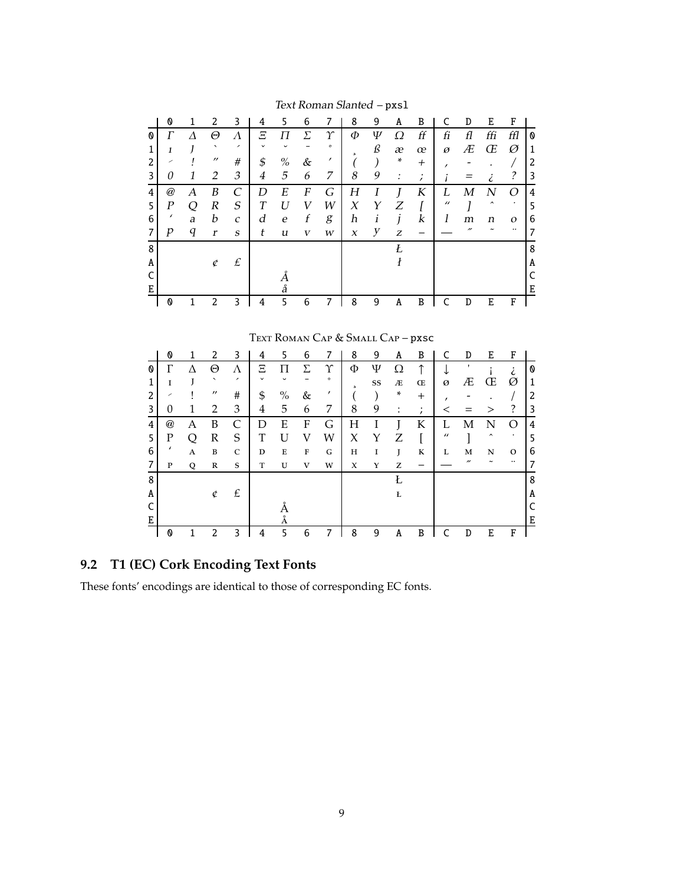*Text Roman Slanted* – `pxsl`

| | 0 | 1 | 2 | 3 | 4 | 5 | 6 | 7 | 8 | 9 | A | B | C | D | E | F | |
|---|---|---|---|---|---|---|---|---|---|---|---|---|---|---|---|---|---|
| 0 | *Γ* | *Δ* | *Θ* | *Λ* | *Ξ* | *Π* | *Σ* | *Υ* | *Φ* | *Ψ* | *Ω* | *ff* | *fi* | *fl* | *ffi* | *ffl* | 0 |
| 1 | *ı* | *ȷ* | ` | ´ | ˇ | ˘ | ¯ | ˚ | ¸ | *ß* | *æ* | *œ* | *ø* | *Æ* | *Œ* | *Ø* | 1 |
| 2 | ˗ | *!* | *"* | *#* | *$* | *%* | *&* | *'* | *(* | *)* | *** | *+* | *,* | *-* | *.* | */* | 2 |
| 3 | *0* | *1* | *2* | *3* | *4* | *5* | *6* | *7* | *8* | *9* | *:* | *;* | *¡* | *=* | *¿* | *?* | 3 |
| 4 | *@* | *A* | *B* | *C* | *D* | *E* | *F* | *G* | *H* | *I* | *J* | *K* | *L* | *M* | *N* | *O* | 4 |
| 5 | *P* | *Q* | *R* | *S* | *T* | *U* | *V* | *W* | *X* | *Y* | *Z* | *[* | *"* | *]* | ˆ | ˙ | 5 |
| 6 | *'* | *a* | *b* | *c* | *d* | *e* | *f* | *g* | *h* | *i* | *j* | *k* | *l* | *m* | *n* | *o* | 6 |
| 7 | *p* | *q* | *r* | *s* | *t* | *u* | *v* | *w* | *x* | *y* | *z* | *–* | *—* | ˝ | ˜ | ¨ | 7 |
| 8 | | | | | | | | | | | *Ł* | | | | | | 8 |
| A | | | *¢* | *£* | | | | | | | *ł* | | | | | | A |
| C | | | | | | *Å* | | | | | | | | | | | C |
| E | | | | | | *å* | | | | | | | | | | | E |
| | 0 | 1 | 2 | 3 | 4 | 5 | 6 | 7 | 8 | 9 | A | B | C | D | E | F | |

Text Roman Cap & Small Cap – `pxsc`

| | 0 | 1 | 2 | 3 | 4 | 5 | 6 | 7 | 8 | 9 | A | B | C | D | E | F | |
|---|---|---|---|---|---|---|---|---|---|---|---|---|---|---|---|---|---|
| 0 | Γ | Δ | Θ | Λ | Ξ | Π | Σ | Υ | Φ | Ψ | Ω | ↑ | ↓ | ' | ¡ | ¿ | 0 |
| 1 | ɪ | ᴊ | ` | ´ | ˇ | ˘ | ¯ | ˚ | ¸ | ss | ᴁ | ɶ | ø | Æ | Œ | Ø | 1 |
| 2 | ˗ | ! | " | # | $ | % | & | ' | ( | ) | * | + | , | - | . | / | 2 |
| 3 | 0 | 1 | 2 | 3 | 4 | 5 | 6 | 7 | 8 | 9 | : | ; | < | = | > | ? | 3 |
| 4 | @ | A | B | C | D | E | F | G | H | I | J | K | L | M | N | O | 4 |
| 5 | P | Q | R | S | T | U | V | W | X | Y | Z | [ | " | ] | ˆ | ˙ | 5 |
| 6 | ' | ᴀ | ʙ | ᴄ | ᴅ | ᴇ | ꜰ | ɢ | ʜ | ɪ | ᴊ | ᴋ | ʟ | ᴍ | ɴ | ᴏ | 6 |
| 7 | ᴘ | ǫ | ʀ | ꜱ | ᴛ | ᴜ | ᴠ | ᴡ | x | ʏ | ᴢ | – | — | ˝ | ˜ | ¨ | 7 |
| 8 | | | | | | | | | | | Ł | | | | | | 8 |
| A | | | ¢ | £ | | | | | | | ʟ̵ | | | | | | A |
| C | | | | | | Å | | | | | | | | | | | C |
| E | | | | | | ᴀ̊ | | | | | | | | | | | E |
| | 0 | 1 | 2 | 3 | 4 | 5 | 6 | 7 | 8 | 9 | A | B | C | D | E | F | |

## 9.2 T1 (EC) Cork Encoding Text Fonts

These fonts' encodings are identical to those of corresponding EC fonts.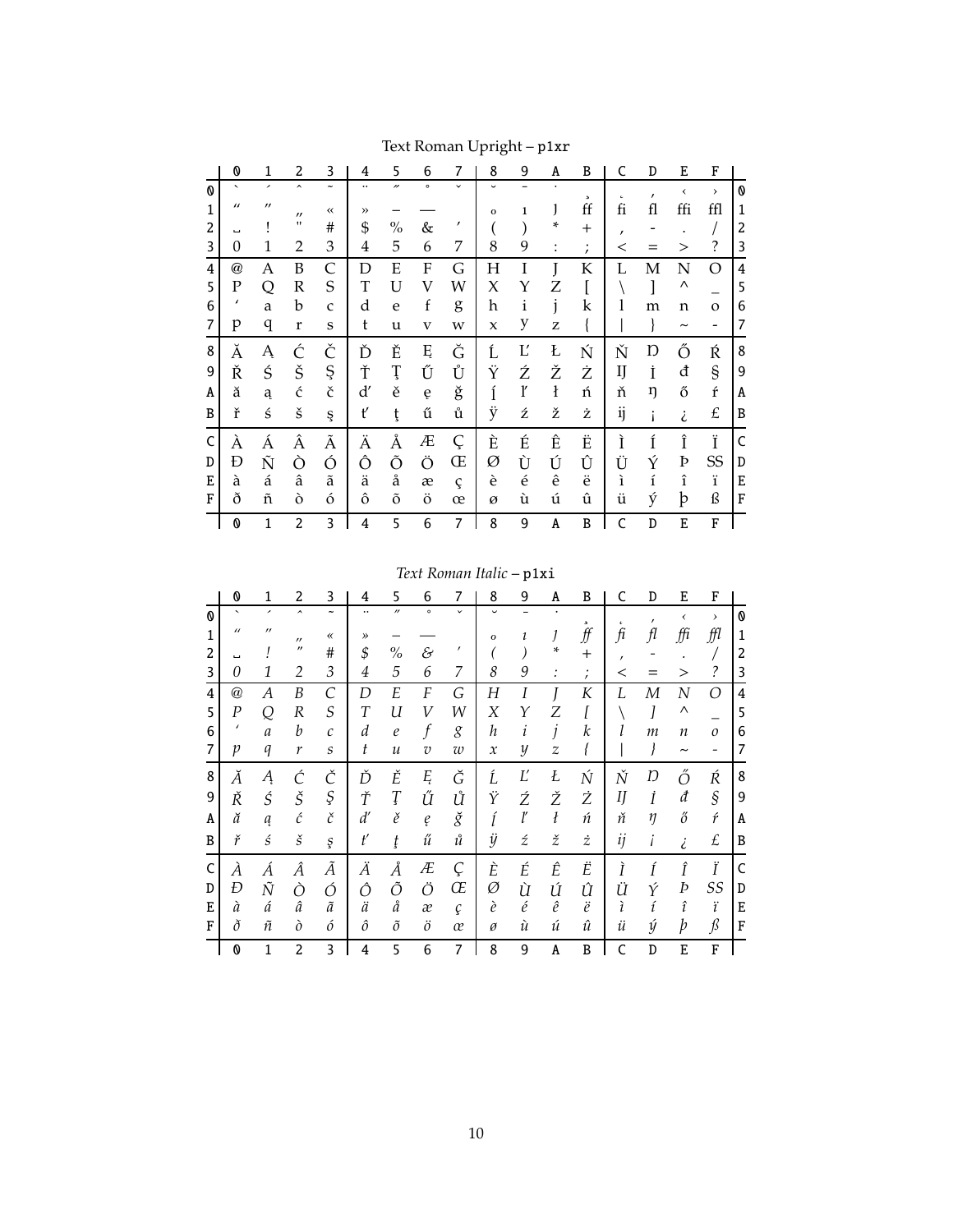## Text Roman Upright – p1xr

| | 0 | 1 | 2 | 3 | 4 | 5 | 6 | 7 | 8 | 9 | A | B | C | D | E | F | |
|---|---|---|---|---|---|---|---|---|---|---|---|---|---|---|---|---|---|
| 0 | ` | ´ | ˆ | ˜ | ¨ | ˝ | ˚ | ˇ | ˘ | ¯ | ˙ | ¸ | ˛ | ‚ | ‹ | › | 0 |
| 1 | “ | ” | „ | « | » | – | — | | ₀ | ı | ȷ | ff | fi | fl | ffi | ffl | 1 |
| 2 | ␣ | ! | " | # | $ | % | & | ’ | ( | ) | * | + | , | - | . | / | 2 |
| 3 | 0 | 1 | 2 | 3 | 4 | 5 | 6 | 7 | 8 | 9 | : | ; | < | = | > | ? | 3 |
| 4 | @ | A | B | C | D | E | F | G | H | I | J | K | L | M | N | O | 4 |
| 5 | P | Q | R | S | T | U | V | W | X | Y | Z | [ | \ | ] | ^ | _ | 5 |
| 6 | ‘ | a | b | c | d | e | f | g | h | i | j | k | l | m | n | o | 6 |
| 7 | p | q | r | s | t | u | v | w | x | y | z | { | \| | } | ~ | - | 7 |
| 8 | Ă | Ą | Ć | Č | Ď | Ě | Ę | Ğ | Ĺ | Ľ | Ł | Ń | Ň | Ŋ | Ő | Ŕ | 8 |
| 9 | Ř | Ś | Š | Ş | Ť | Ţ | Ű | Ů | Ÿ | Ź | Ž | Ż | Ĳ | İ | đ | § | 9 |
| A | ă | ą | ć | č | ď | ě | ę | ğ | ĺ | ľ | ł | ń | ň | ŋ | ő | ŕ | A |
| B | ř | ś | š | ş | ť | ţ | ű | ů | ÿ | ź | ž | ż | ĳ | ¡ | ¿ | £ | B |
| C | À | Á | Â | Ã | Ä | Å | Æ | Ç | È | É | Ê | Ë | Ì | Í | Î | Ï | C |
| D | Ð | Ñ | Ò | Ó | Ô | Õ | Ö | Œ | Ø | Ù | Ú | Û | Ü | Ý | Þ | SS | D |
| E | à | á | â | ã | ä | å | æ | ç | è | é | ê | ë | ì | í | î | ï | E |
| F | ð | ñ | ò | ó | ô | õ | ö | œ | ø | ù | ú | û | ü | ý | þ | ß | F |
| | 0 | 1 | 2 | 3 | 4 | 5 | 6 | 7 | 8 | 9 | A | B | C | D | E | F | |

## *Text Roman Italic* – p1xi

| | 0 | 1 | 2 | 3 | 4 | 5 | 6 | 7 | 8 | 9 | A | B | C | D | E | F | |
|---|---|---|---|---|---|---|---|---|---|---|---|---|---|---|---|---|---|
| 0 | ` | ´ | ˆ | ˜ | ¨ | ˝ | ˚ | ˇ | ˘ | ¯ | ˙ | ¸ | ˛ | ‚ | ‹ | › | 0 |
| 1 | “ | ” | „ | « | » | – | — | | ₀ | ı | ȷ | *ff* | *fi* | *fl* | *ffi* | *ffl* | 1 |
| 2 | ␣ | *!* | " | # | *$* | % | *&* | ’ | *(* | *)* | * | + | , | - | . | / | 2 |
| 3 | *0* | *1* | *2* | *3* | *4* | *5* | *6* | *7* | *8* | *9* | : | ; | < | = | > | *?* | 3 |
| 4 | @ | *A* | *B* | *C* | *D* | *E* | *F* | *G* | *H* | *I* | *J* | *K* | *L* | *M* | *N* | *O* | 4 |
| 5 | *P* | *Q* | *R* | *S* | *T* | *U* | *V* | *W* | *X* | *Y* | *Z* | [ | \ | ] | ^ | _ | 5 |
| 6 | ‘ | *a* | *b* | *c* | *d* | *e* | *f* | *g* | *h* | *i* | *j* | *k* | *l* | *m* | *n* | *o* | 6 |
| 7 | *p* | *q* | *r* | *s* | *t* | *u* | *v* | *w* | *x* | *y* | *z* | { | \| | } | ~ | - | 7 |
| 8 | *Ă* | *Ą* | *Ć* | *Č* | *Ď* | *Ě* | *Ę* | *Ğ* | *Ĺ* | *Ľ* | *Ł* | *Ń* | *Ň* | *Ŋ* | *Ő* | *Ŕ* | 8 |
| 9 | *Ř* | *Ś* | *Š* | *Ş* | *Ť* | *Ţ* | *Ű* | *Ů* | *Ÿ* | *Ź* | *Ž* | *Ż* | *Ĳ* | *İ* | *đ* | *§* | 9 |
| A | *ă* | *ą* | *ć* | *č* | *ď* | *ě* | *ę* | *ğ* | *ĺ* | *ľ* | *ł* | *ń* | *ň* | *ŋ* | *ő* | *ŕ* | A |
| B | *ř* | *ś* | *š* | *ş* | *ť* | *ţ* | *ű* | *ů* | *ÿ* | *ź* | *ž* | *ż* | *ĳ* | *¡* | *¿* | *£* | B |
| C | *À* | *Á* | *Â* | *Ã* | *Ä* | *Å* | *Æ* | *Ç* | *È* | *É* | *Ê* | *Ë* | *Ì* | *Í* | *Î* | *Ï* | C |
| D | *Ð* | *Ñ* | *Ò* | *Ó* | *Ô* | *Õ* | *Ö* | *Œ* | *Ø* | *Ù* | *Ú* | *Û* | *Ü* | *Ý* | *Þ* | *SS* | D |
| E | *à* | *á* | *â* | *ã* | *ä* | *å* | *æ* | *ç* | *è* | *é* | *ê* | *ë* | *ì* | *í* | *î* | *ï* | E |
| F | *ð* | *ñ* | *ò* | *ó* | *ô* | *õ* | *ö* | *œ* | *ø* | *ù* | *ú* | *û* | *ü* | *ý* | *þ* | *ß* | F |
| | 0 | 1 | 2 | 3 | 4 | 5 | 6 | 7 | 8 | 9 | A | B | C | D | E | F | |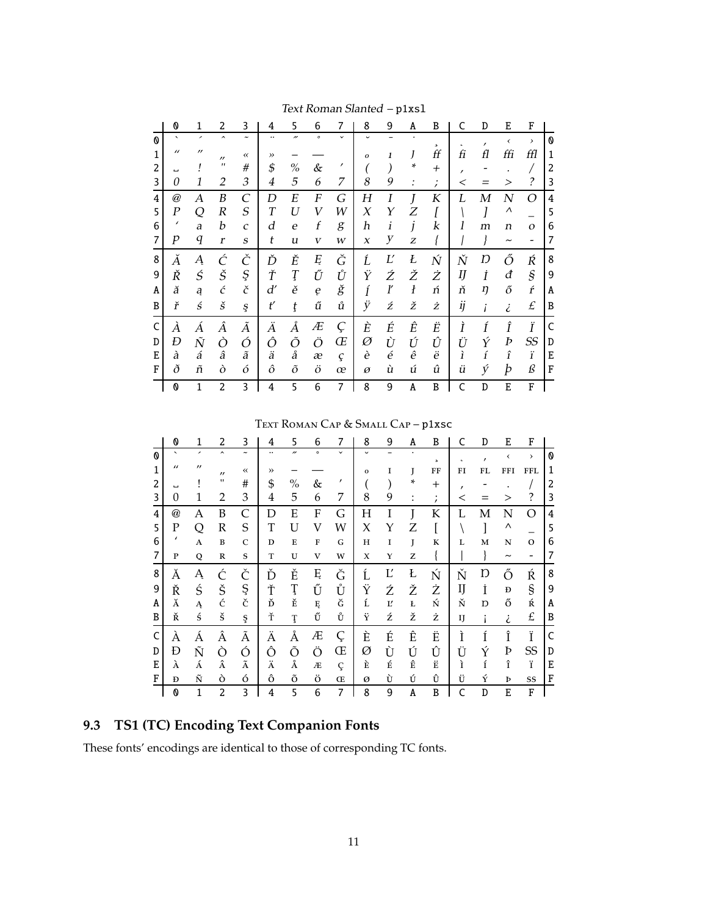*Text Roman Slanted – p1xsl*

| | 0 | 1 | 2 | 3 | 4 | 5 | 6 | 7 | 8 | 9 | A | B | C | D | E | F | |
|---|---|---|---|---|---|---|---|---|---|---|---|---|---|---|---|---|---|
| 0 | ` | ´ | ˆ | ˜ | ¨ | ˝ | ˚ | ˇ | ˘ | ¯ | ˙ | ¸ | ˛ | ‚ | ‹ | › | 0 |
| 1 | “ | ” | „ | « | » | – | — | | ₀ | ı | ȷ | ff | fi | fl | ffi | ffl | 1 |
| 2 | ␣ | ! | " | # | $ | % | & | ’ | ( | ) | * | + | , | - | . | / | 2 |
| 3 | 0 | 1 | 2 | 3 | 4 | 5 | 6 | 7 | 8 | 9 | : | ; | < | = | > | ? | 3 |
| 4 | @ | A | B | C | D | E | F | G | H | I | J | K | L | M | N | O | 4 |
| 5 | P | Q | R | S | T | U | V | W | X | Y | Z | [ | \ | ] | ^ | _ | 5 |
| 6 | ‘ | a | b | c | d | e | f | g | h | i | j | k | l | m | n | o | 6 |
| 7 | p | q | r | s | t | u | v | w | x | y | z | { | \| | } | ~ | - | 7 |
| 8 | Ă | Ą | Ć | Č | Ď | Ě | Ę | Ğ | Ĺ | Ľ | Ł | Ń | Ň | Ŋ | Ő | Ŕ | 8 |
| 9 | Ř | Ś | Š | Ş | Ť | Ţ | Ű | Ů | Ÿ | Ź | Ž | Ż | Ĳ | İ | đ | § | 9 |
| A | ă | ą | ć | č | ď | ě | ę | ğ | ĺ | ľ | ł | ń | ň | ŋ | ő | ŕ | A |
| B | ř | ś | š | ş | ť | ţ | ű | ů | ÿ | ź | ž | ż | ĳ | ¡ | ¿ | £ | B |
| C | À | Á | Â | Ã | Ä | Å | Æ | Ç | È | É | Ê | Ë | Ì | Í | Î | Ï | C |
| D | Đ | Ñ | Ò | Ó | Ô | Õ | Ö | Œ | Ø | Ù | Ú | Û | Ü | Ý | Þ | SS | D |
| E | à | á | â | ã | ä | å | æ | ç | è | é | ê | ë | ì | í | î | ï | E |
| F | ð | ñ | ò | ó | ô | õ | ö | œ | ø | ù | ú | û | ü | ý | þ | ß | F |
| | 0 | 1 | 2 | 3 | 4 | 5 | 6 | 7 | 8 | 9 | A | B | C | D | E | F | |

TEXT ROMAN CAP & SMALL CAP – p1xsc

| | 0 | 1 | 2 | 3 | 4 | 5 | 6 | 7 | 8 | 9 | A | B | C | D | E | F | |
|---|---|---|---|---|---|---|---|---|---|---|---|---|---|---|---|---|---|
| 0 | ` | ´ | ˆ | ˜ | ¨ | ˝ | ˚ | ˇ | ˘ | ¯ | ˙ | ¸ | ˛ | ‚ | ‹ | › | 0 |
| 1 | “ | ” | „ | « | » | – | — | | ₀ | I | J | FF | FI | FL | FFI | FFL | 1 |
| 2 | ␣ | ! | " | # | $ | % | & | ’ | ( | ) | * | + | , | - | . | / | 2 |
| 3 | 0 | 1 | 2 | 3 | 4 | 5 | 6 | 7 | 8 | 9 | : | ; | < | = | > | ? | 3 |
| 4 | @ | A | B | C | D | E | F | G | H | I | J | K | L | M | N | O | 4 |
| 5 | P | Q | R | S | T | U | V | W | X | Y | Z | [ | \ | ] | ^ | _ | 5 |
| 6 | ‘ | A | B | C | D | E | F | G | H | I | J | K | L | M | N | O | 6 |
| 7 | P | Q | R | S | T | U | V | W | X | Y | Z | { | \| | } | ~ | - | 7 |
| 8 | Ă | Ą | Ć | Č | Ď | Ě | Ę | Ğ | Ĺ | Ľ | Ł | Ń | Ň | Ŋ | Ő | Ŕ | 8 |
| 9 | Ř | Ś | Š | Ş | Ť | Ţ | Ű | Ů | Ÿ | Ź | Ž | Ż | Ĳ | İ | Đ | § | 9 |
| A | Ă | Ą | Ć | Č | Ď | Ě | Ę | Ğ | Ĺ | Ľ | Ł | Ń | Ň | Ŋ | Ő | Ŕ | A |
| B | Ř | Ś | Š | Ş | Ť | Ţ | Ű | Ů | Ÿ | Ź | Ž | Ż | Ĳ | ¡ | ¿ | £ | B |
| C | À | Á | Â | Ã | Ä | Å | Æ | Ç | È | É | Ê | Ë | Ì | Í | Î | Ï | C |
| D | Đ | Ñ | Ò | Ó | Ô | Õ | Ö | Œ | Ø | Ù | Ú | Û | Ü | Ý | Þ | SS | D |
| E | À | Á | Â | Ã | Ä | Å | Æ | Ç | È | É | Ê | Ë | Ì | Í | Î | Ï | E |
| F | Đ | Ñ | Ò | Ó | Ô | Õ | Ö | Œ | Ø | Ù | Ú | Û | Ü | Ý | Þ | SS | F |
| | 0 | 1 | 2 | 3 | 4 | 5 | 6 | 7 | 8 | 9 | A | B | C | D | E | F | |

## 9.3 TS1 (TC) Encoding Text Companion Fonts

These fonts’ encodings are identical to those of corresponding TC fonts.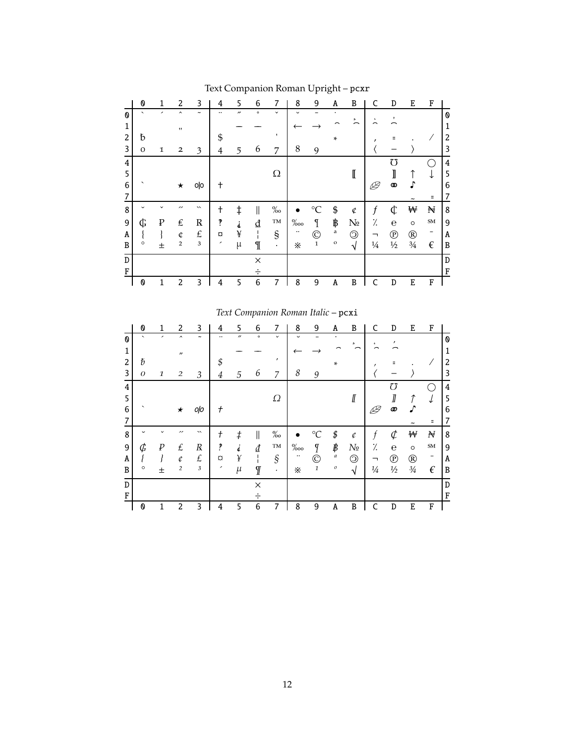Text Companion Roman Upright – pcxr

| | 0 | 1 | 2 | 3 | 4 | 5 | 6 | 7 | 8 | 9 | A | B | C | D | E | F | |
|---|---|---|---|---|---|---|---|---|---|---|---|---|---|---|---|---|---|
| 0 | ` | ´ | ˆ | ˜ | ¨ | ˝ | ˚ | ˇ | ˘ | ¯ | ˙ | | | | | | 0 |
| 1 | | | | | | — | — | | ← | → | ⁀ | | | | | | 1 |
| 2 | ƀ | | " | | $ | | | ' | | | * | | , | = | . | / | 2 |
| 3 | 0 | 1 | 2 | 3 | 4 | 5 | 6 | 7 | 8 | 9 | | | 〈 | – | 〉 | | 3 |
| 4 | | | | | | | | | | | | | | ℧ | | ◯ | 4 |
| 5 | | | | | | | | Ω | | | | ⟦ | | ⟧ | ↑ | ↓ | 5 |
| 6 | ` | | ★ | ⚮ | † | | | | | | | | ℮ | ∞ | ♪ | | 6 |
| 7 | | | | | | | | | | | | | | | ~ | = | 7 |
| 8 | ˘ | ˇ | ˝ | ˵ | † | ‡ | ‖ | ‰ | • | ℃ | $ | ¢ | ƒ | ₡ | ₩ | ₦ | 8 |
| 9 | ₲ | ₱ | ₤ | ℞ | ‽ | ⸘ | ₫ | ™ | ‱ | ¶ | ฿ | № | ⁒ | ℮ | ◦ | ℠ | 9 |
| A | ⁅ | ⁆ | ¢ | £ | ¤ | ¥ | ¦ | § | ¨ | © | ª | ⦾ | ¬ | ℗ | ® | ¯ | A |
| B | ° | ± | ² | ³ | ´ | µ | ¶ | · | ※ | ¹ | º | √ | ¼ | ½ | ¾ | € | B |
| D | | | | | | | × | | | | | | | | | | D |
| F | | | | | | | ÷ | | | | | | | | | | F |
| | 0 | 1 | 2 | 3 | 4 | 5 | 6 | 7 | 8 | 9 | A | B | C | D | E | F | |

*Text Companion Roman Italic* – pcxi

| | 0 | 1 | 2 | 3 | 4 | 5 | 6 | 7 | 8 | 9 | A | B | C | D | E | F | |
|---|---|---|---|---|---|---|---|---|---|---|---|---|---|---|---|---|---|
| 0 | ` | ´ | ˆ | ˜ | ¨ | ˝ | ˚ | ˇ | ˘ | ¯ | ˙ | | | | | | 0 |
| 1 | | | | | | — | — | | ← | → | ⁀ | | | | | | 1 |
| 2 | ƀ | | " | | $ | | | ' | | | * | | , | = | . | / | 2 |
| 3 | 0 | 1 | 2 | 3 | 4 | 5 | 6 | 7 | 8 | 9 | | | 〈 | – | 〉 | | 3 |
| 4 | | | | | | | | | | | | | | ℧ | | ◯ | 4 |
| 5 | | | | | | | | Ω | | | | ⟦ | | ⟧ | ↑ | ↓ | 5 |
| 6 | ` | | ★ | ⚮ | † | | | | | | | | ℮ | ∞ | ♪ | | 6 |
| 7 | | | | | | | | | | | | | | | ~ | = | 7 |
| 8 | ˘ | ˇ | ˝ | ˵ | † | ‡ | ‖ | ‰ | • | ℃ | $ | ¢ | ƒ | ₡ | ₩ | ₦ | 8 |
| 9 | ₲ | ₱ | ₤ | ℞ | ‽ | ⸘ | ₫ | ™ | ‱ | ¶ | ฿ | № | ⁒ | ℮ | ◦ | ℠ | 9 |
| A | ⁅ | ⁆ | ¢ | £ | ¤ | ¥ | ¦ | § | ¨ | © | ª | ⦾ | ¬ | ℗ | ® | ¯ | A |
| B | ° | ± | ² | ³ | ´ | µ | ¶ | · | ※ | ¹ | º | √ | ¼ | ½ | ¾ | € | B |
| D | | | | | | | × | | | | | | | | | | D |
| F | | | | | | | ÷ | | | | | | | | | | F |
| | 0 | 1 | 2 | 3 | 4 | 5 | 6 | 7 | 8 | 9 | A | B | C | D | E | F | |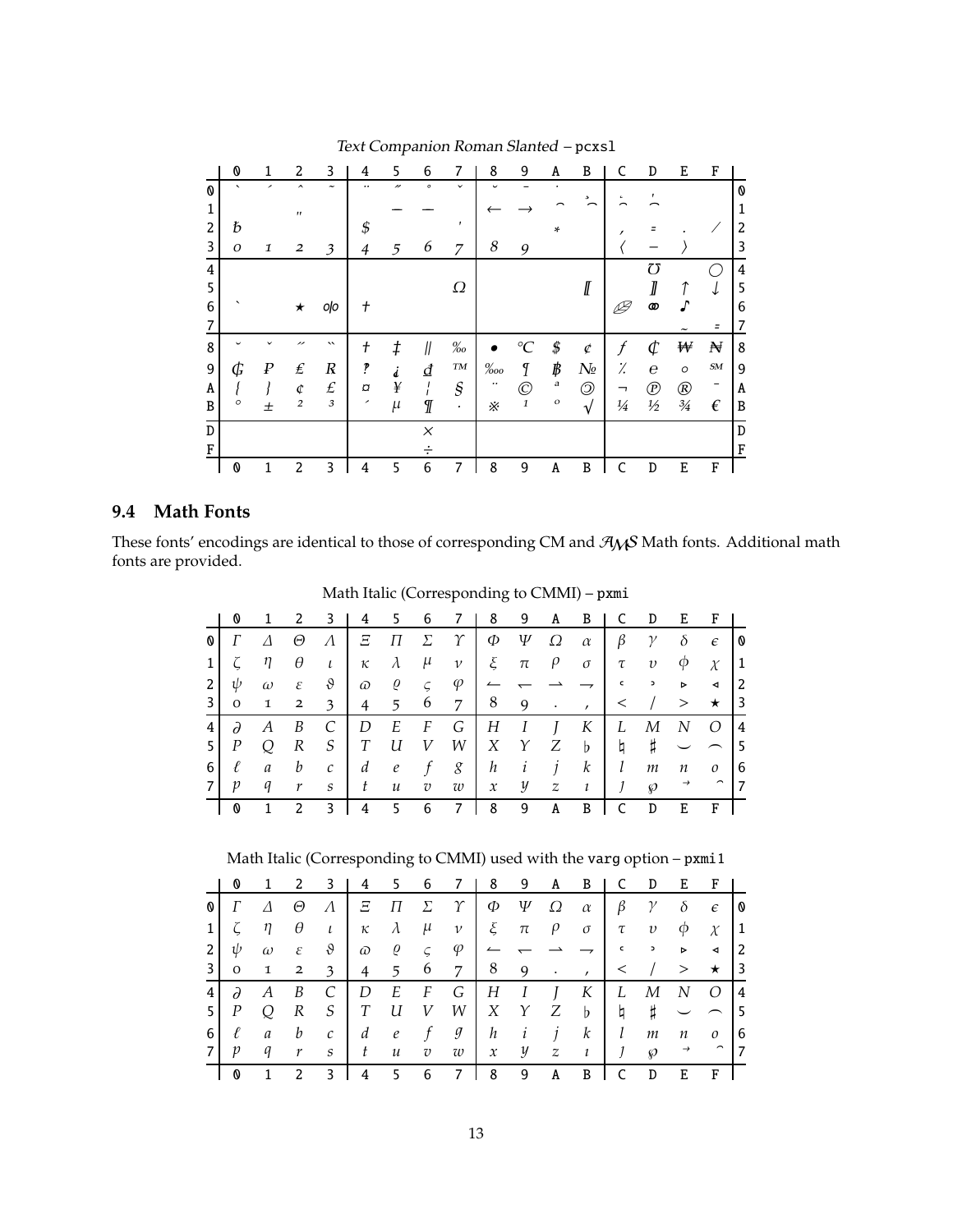Text Companion Roman Slanted – pcxsl

| | 0 | 1 | 2 | 3 | 4 | 5 | 6 | 7 | 8 | 9 | A | B | C | D | E | F | |
|---|---|---|---|---|---|---|---|---|---|---|---|---|---|---|---|---|---|
| 0 | ` | ´ | ˆ | ˜ | ¨ | ˝ | ˚ | ˇ | ˘ | ¯ | · | ¸ | ˛ | | | | 0 |
| 1 | | | | | — | — | | | ← | → | ⁀ | | ⁀ | ⁀ | | | 1 |
| 2 | ƀ | | " | | $ | | | ' | | | * | | , | = | . | ⁄ | 2 |
| 3 | 0 | 1 | 2 | 3 | 4 | 5 | 6 | 7 | 8 | 9 | | | 〈 | − | 〉 | | 3 |
| 4 | | | | | | | | | | | | | | ℧ | | ◯ | 4 |
| 5 | | | | | | | | Ω | | | | ⟦ | | ⟧ | ↑ | ↓ | 5 |
| 6 | ` | | ★ | ⚮ | † | | | | | | | | ℮ | ⚭ | ♪ | | 6 |
| 7 | | | | | | | | | | | | | | | ~ | = | 7 |
| 8 | ˘ | ˇ | ˝ | ‶ | † | ‡ | ‖ | ‰ | • | ℃ | $ | ¢ | ƒ | ₡ | ₩ | ₦ | 8 |
| 9 | ₲ | ₱ | ₤ | ℞ | ‽ | ⸘ | ₫ | ™ | ‱ | ¶ | ฿ | № | ⁒ | ℮ | ◦ | ℠ | 9 |
| A | ⁅ | ⁆ | ¢ | £ | ¤ | ¥ | ¦ | § | ¨ | © | ª | ⊙ | ¬ | ℗ | ® | ¯ | A |
| B | ° | ± | ² | ³ | ´ | µ | ¶ | · | ※ | ¹ | º | √ | ¼ | ½ | ¾ | € | B |
| D | | | | | | | × | | | | | | | | | | D |
| F | | | | | | | ÷ | | | | | | | | | | F |
| | 0 | 1 | 2 | 3 | 4 | 5 | 6 | 7 | 8 | 9 | A | B | C | D | E | F | |

## 9.4 Math Fonts

These fonts' encodings are identical to those of corresponding CM and $\mathcal{AMS}$ Math fonts. Additional math fonts are provided.

Math Italic (Corresponding to CMMI) – pxmi

| | 0 | 1 | 2 | 3 | 4 | 5 | 6 | 7 | 8 | 9 | A | B | C | D | E | F | |
|---|---|---|---|---|---|---|---|---|---|---|---|---|---|---|---|---|---|
| 0 | $\mathit{\Gamma}$ | $\mathit{\Delta}$ | $\mathit{\Theta}$ | $\mathit{\Lambda}$ | $\mathit{\Xi}$ | $\mathit{\Pi}$ | $\mathit{\Sigma}$ | $\mathit{\Upsilon}$ | $\mathit{\Phi}$ | $\mathit{\Psi}$ | $\mathit{\Omega}$ | $\alpha$ | $\beta$ | $\gamma$ | $\delta$ | $\epsilon$ | 0 |
| 1 | $\zeta$ | $\eta$ | $\theta$ | $\iota$ | $\kappa$ | $\lambda$ | $\mu$ | $\nu$ | $\xi$ | $\pi$ | $\rho$ | $\sigma$ | $\tau$ | $\upsilon$ | $\phi$ | $\chi$ | 1 |
| 2 | $\psi$ | $\omega$ | $\varepsilon$ | $\vartheta$ | $\varpi$ | $\varrho$ | $\varsigma$ | $\varphi$ | $\leftharpoonup$ | $\leftharpoondown$ | $\rightharpoonup$ | $\rightharpoondown$ | ‘ | ’ | $\triangleright$ | $\triangleleft$ | 2 |
| 3 | 0 | 1 | 2 | 3 | 4 | 5 | 6 | 7 | 8 | 9 | . | , | $<$ | / | $>$ | $\star$ | 3 |
| 4 | $\partial$ | $A$ | $B$ | $C$ | $D$ | $E$ | $F$ | $G$ | $H$ | $I$ | $J$ | $K$ | $L$ | $M$ | $N$ | $O$ | 4 |
| 5 | $P$ | $Q$ | $R$ | $S$ | $T$ | $U$ | $V$ | $W$ | $X$ | $Y$ | $Z$ | $\flat$ | $\natural$ | $\sharp$ | $\smile$ | $\frown$ | 5 |
| 6 | $\ell$ | $a$ | $b$ | $c$ | $d$ | $e$ | $f$ | $g$ | $h$ | $i$ | $j$ | $k$ | $l$ | $m$ | $n$ | $o$ | 6 |
| 7 | $p$ | $q$ | $r$ | $s$ | $t$ | $u$ | $v$ | $w$ | $x$ | $y$ | $z$ | $\imath$ | $\jmath$ | $\wp$ | $\vec{}$ | $\frown$ | 7 |
| | 0 | 1 | 2 | 3 | 4 | 5 | 6 | 7 | 8 | 9 | A | B | C | D | E | F | |

Math Italic (Corresponding to CMMI) used with the varg option – pxmi1

| | 0 | 1 | 2 | 3 | 4 | 5 | 6 | 7 | 8 | 9 | A | B | C | D | E | F | |
|---|---|---|---|---|---|---|---|---|---|---|---|---|---|---|---|---|---|
| 0 | $\mathit{\Gamma}$ | $\mathit{\Delta}$ | $\mathit{\Theta}$ | $\mathit{\Lambda}$ | $\mathit{\Xi}$ | $\mathit{\Pi}$ | $\mathit{\Sigma}$ | $\mathit{\Upsilon}$ | $\mathit{\Phi}$ | $\mathit{\Psi}$ | $\mathit{\Omega}$ | $\alpha$ | $\beta$ | $\gamma$ | $\delta$ | $\epsilon$ | 0 |
| 1 | $\zeta$ | $\eta$ | $\theta$ | $\iota$ | $\kappa$ | $\lambda$ | $\mu$ | $\nu$ | $\xi$ | $\pi$ | $\rho$ | $\sigma$ | $\tau$ | $\upsilon$ | $\phi$ | $\chi$ | 1 |
| 2 | $\psi$ | $\omega$ | $\varepsilon$ | $\vartheta$ | $\varpi$ | $\varrho$ | $\varsigma$ | $\varphi$ | $\leftharpoonup$ | $\leftharpoondown$ | $\rightharpoonup$ | $\rightharpoondown$ | ‘ | ’ | $\triangleright$ | $\triangleleft$ | 2 |
| 3 | 0 | 1 | 2 | 3 | 4 | 5 | 6 | 7 | 8 | 9 | . | , | $<$ | / | $>$ | $\star$ | 3 |
| 4 | $\partial$ | $A$ | $B$ | $C$ | $D$ | $E$ | $F$ | $G$ | $H$ | $I$ | $J$ | $K$ | $L$ | $M$ | $N$ | $O$ | 4 |
| 5 | $P$ | $Q$ | $R$ | $S$ | $T$ | $U$ | $V$ | $W$ | $X$ | $Y$ | $Z$ | $\flat$ | $\natural$ | $\sharp$ | $\smile$ | $\frown$ | 5 |
| 6 | $\ell$ | $a$ | $b$ | $c$ | $d$ | $e$ | $f$ | $g$ | $h$ | $i$ | $j$ | $k$ | $l$ | $m$ | $n$ | $o$ | 6 |
| 7 | $p$ | $q$ | $r$ | $s$ | $t$ | $u$ | $v$ | $w$ | $x$ | $y$ | $z$ | $\imath$ | $\jmath$ | $\wp$ | $\vec{}$ | $\frown$ | 7 |
| | 0 | 1 | 2 | 3 | 4 | 5 | 6 | 7 | 8 | 9 | A | B | C | D | E | F | |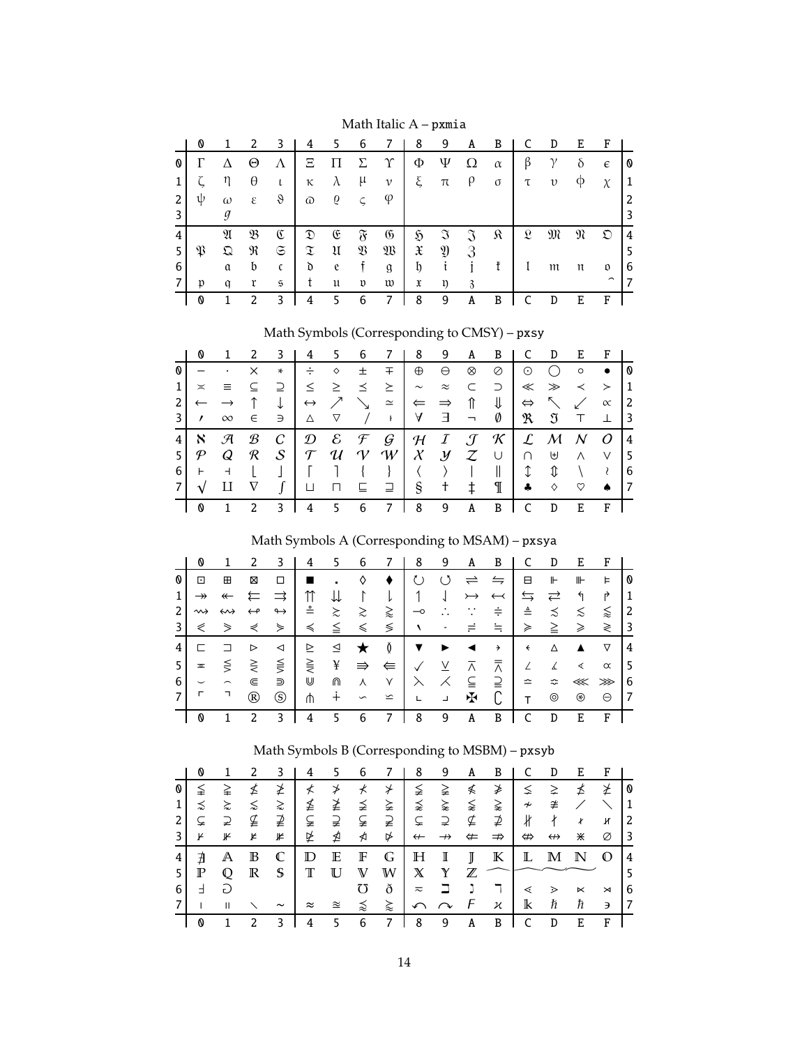Math Italic A – pxmia

| | 0 | 1 | 2 | 3 | 4 | 5 | 6 | 7 | 8 | 9 | A | B | C | D | E | F | |
|---|---|---|---|---|---|---|---|---|---|---|---|---|---|---|---|---|---|
| 0 | Γ | Δ | Θ | Λ | Ξ | Π | Σ | Υ | Φ | Ψ | Ω | α | β | γ | δ | ϵ | 0 |
| 1 | ζ | η | θ | ι | κ | λ | μ | ν | ξ | π | ρ | σ | τ | υ | ϕ | χ | 1 |
| 2 | ψ | ω | ε | ϑ | ϖ | ϱ | ς | φ | | | | | | | | | 2 |
| 3 | | ℊ | | | | | | | | | | | | | | | 3 |
| 4 | | 𝔄 | 𝔅 | ℭ | 𝔇 | 𝔈 | 𝔉 | 𝔊 | ℌ | ℑ | 𝔍 | 𝔎 | 𝔏 | 𝔐 | 𝔑 | 𝔒 | 4 |
| 5 | 𝔓 | 𝔔 | ℜ | 𝔖 | 𝔗 | 𝔘 | 𝔙 | 𝔚 | 𝔛 | 𝔜 | ℨ | | | | | | 5 |
| 6 | | 𝔞 | 𝔟 | 𝔠 | 𝔡 | 𝔢 | 𝔣 | 𝔤 | 𝔥 | 𝔦 | 𝔧 | 𝔨 | 𝔩 | 𝔪 | 𝔫 | 𝔬 | 6 |
| 7 | 𝔭 | 𝔮 | 𝔯 | 𝔰 | 𝔱 | 𝔲 | 𝔳 | 𝔴 | 𝔵 | 𝔶 | 𝔷 | | | | | ⌢ | 7 |
| | 0 | 1 | 2 | 3 | 4 | 5 | 6 | 7 | 8 | 9 | A | B | C | D | E | F | |

Math Symbols (Corresponding to CMSY) – pxsy

| | 0 | 1 | 2 | 3 | 4 | 5 | 6 | 7 | 8 | 9 | A | B | C | D | E | F | |
|---|---|---|---|---|---|---|---|---|---|---|---|---|---|---|---|---|---|
| 0 | − | · | × | ∗ | ÷ | ⋄ | ± | ∓ | ⊕ | ⊖ | ⊗ | ⊘ | ⊙ | ◯ | ∘ | ∙ | 0 |
| 1 | ≍ | ≡ | ⊆ | ⊇ | ≤ | ≥ | ⪯ | ⪰ | ∼ | ≈ | ⊂ | ⊃ | ≪ | ≫ | ≺ | ≻ | 1 |
| 2 | ← | → | ↑ | ↓ | ↔ | ↗ | ↘ | ≃ | ⇐ | ⇒ | ⇑ | ⇓ | ⇔ | ↖ | ↙ | ∝ | 2 |
| 3 | ′ | ∞ | ∈ | ∋ | △ | ▽ | / | ǀ | ∀ | ∃ | ¬ | ∅ | ℜ | ℑ | ⊤ | ⊥ | 3 |
| 4 | ℵ | 𝒜 | ℬ | 𝒞 | 𝒟 | ℰ | ℱ | 𝒢 | ℋ | ℐ | 𝒥 | 𝒦 | ℒ | ℳ | 𝒩 | 𝒪 | 4 |
| 5 | 𝒫 | 𝒬 | ℛ | 𝒮 | 𝒯 | 𝒰 | 𝒱 | 𝒲 | 𝒳 | 𝒴 | 𝒵 | ∪ | ∩ | ⊎ | ∧ | ∨ | 5 |
| 6 | ⊢ | ⊣ | ⌊ | ⌋ | ⌈ | ⌉ | { | } | ⟨ | ⟩ | \| | ‖ | ↕ | ⇕ | ∖ | ≀ | 6 |
| 7 | √ | ∐ | ∇ | ∫ | ⊔ | ⊓ | ⊑ | ⊒ | § | † | ‡ | ¶ | ♣ | ♢ | ♡ | ♠ | 7 |
| | 0 | 1 | 2 | 3 | 4 | 5 | 6 | 7 | 8 | 9 | A | B | C | D | E | F | |

Math Symbols A (Corresponding to MSAM) – pxsya

| | 0 | 1 | 2 | 3 | 4 | 5 | 6 | 7 | 8 | 9 | A | B | C | D | E | F | |
|---|---|---|---|---|---|---|---|---|---|---|---|---|---|---|---|---|---|
| 0 | ⊡ | ⊞ | ⊠ | □ | ■ | ▪ | ◊ | ⧫ | ↻ | ↺ | ⇌ | ⇋ | ⊟ | ⊩ | ⊪ | ⊨ | 0 |
| 1 | ↠ | ↞ | ⇇ | ⇉ | ⇈ | ⇊ | ↾ | ⇂ | ↿ | ⇃ | ↣ | ↢ | ⇆ | ⇄ | ↰ | ↱ | 1 |
| 2 | ⇝ | ↭ | ↫ | ↬ | ≗ | ≿ | ≳ | ⪆ | ⊸ | ∴ | ∵ | ≑ | ≜ | ≾ | ≲ | ⪅ | 2 |
| 3 | ⪕ | ⪖ | ⋞ | ⋟ | ≼ | ≦ | ⩽ | ≶ | ‵ | - | ≓ | ≒ | ≽ | ≧ | ⩾ | ≷ | 3 |
| 4 | ⊏ | ⊐ | ⊳ | ⊲ | ⊵ | ⊴ | ★ | ≬ | ▼ | ▶ | ◀ | ⇢ | ⇠ | △ | ▲ | ▽ | 4 |
| 5 | ≖ | ⋚ | ⋛ | ⪋ | ⪌ | ¥ | ⇛ | ⇚ | ✓ | ⊻ | ⊼ | ⩞ | ∠ | ∡ | ∢ | ∝ | 5 |
| 6 | ⌣ | ⌢ | ⋐ | ⋑ | ⋒ | ⋓ | ⋏ | ⋎ | ⋋ | ⋌ | ⫅ | ⫆ | ≏ | ≎ | ⋘ | ⋙ | 6 |
| 7 | ⌜ | ⌝ | ® | Ⓢ | ⋔ | ∔ | ∽ | ⋍ | ⌞ | ⌟ | ✠ | ∁ | ⊺ | ⊚ | ⊛ | ⊖ | 7 |
| | 0 | 1 | 2 | 3 | 4 | 5 | 6 | 7 | 8 | 9 | A | B | C | D | E | F | |

Math Symbols B (Corresponding to MSBM) – pxsyb

| | 0 | 1 | 2 | 3 | 4 | 5 | 6 | 7 | 8 | 9 | A | B | C | D | E | F | |
|---|---|---|---|---|---|---|---|---|---|---|---|---|---|---|---|---|---|
| 0 | ≨ | ≩ | ≰ | ≱ | ≮ | ≯ | ⊀ | ⊁ | ≨ | ≩ | ≰ | ≱ | ⪇ | ⪈ | ⋠ | ⋡ | 0 |
| 1 | ⋨ | ⋩ | ⋦ | ⋧ | ≰ | ≱ | ⪵ | ⪶ | ⪹ | ⪺ | ⪉ | ⪊ | ≁ | ≇ | ╱ | ╲ | 1 |
| 2 | ⊊ | ⊋ | ⫅̸ | ⫆̸ | ⫋ | ⫌ | ⫋ | ⫌ | ⊊ | ⊋ | ⊈ | ⊉ | ∦ | ∤ | ∤ | ∦ | 2 |
| 3 | ⊬ | ⊮ | ⊭ | ⊯ | ⋭ | ⋬ | ⋪ | ⋫ | ↚ | ↛ | ⇍ | ⇏ | ⇎ | ↮ | ⋇ | ∅ | 3 |
| 4 | ∄ | 𝔸 | 𝔹 | ℂ | 𝔻 | 𝔼 | 𝔽 | 𝔾 | ℍ | 𝕀 | 𝕁 | 𝕂 | 𝕃 | 𝕄 | ℕ | 𝕆 | 4 |
| 5 | ℙ | ℚ | ℝ | 𝕊 | 𝕋 | 𝕌 | 𝕍 | 𝕎 | 𝕏 | 𝕐 | ℤ | ⌒ | ∼ | ∼ | ∼ | | 5 |
| 6 | Ⅎ | ⅁ | | | | | ℧ | ð | ≂ | ℶ | ℷ | ℸ | ⋖ | ⋗ | ⋉ | ⋊ | 6 |
| 7 | ∣ | ∥ | ∖ | ∼ | ≈ | ≊ | ⪸ | ⪷ | ↶ | ↷ | Ϝ | ϰ | 𝕜 | ℏ | ℏ | ∍ | 7 |
| | 0 | 1 | 2 | 3 | 4 | 5 | 6 | 7 | 8 | 9 | A | B | C | D | E | F | |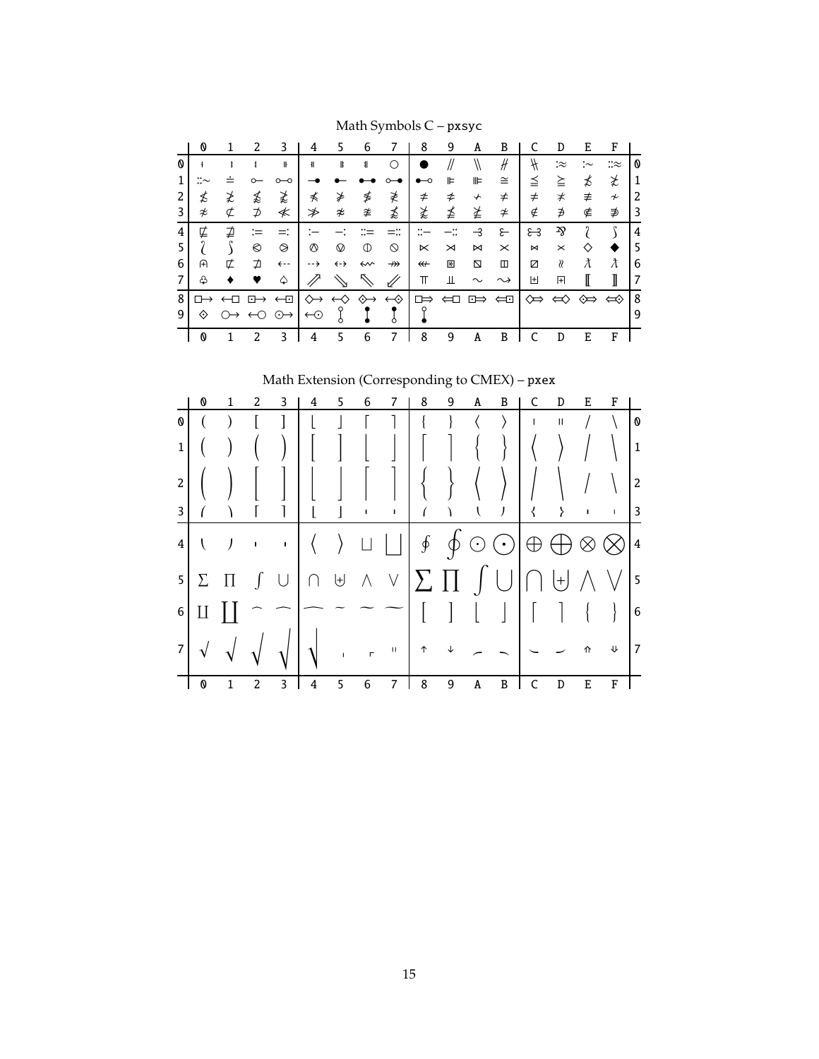Math Symbols C – pxsyc

| | 0 | 1 | 2 | 3 | 4 | 5 | 6 | 7 | 8 | 9 | A | B | C | D | E | F | |
|---|---|---|---|---|---|---|---|---|---|---|---|---|---|---|---|---|---|
| 0 | ∤ | ∤ | ∤ | ∦ | ∦ | ∦ | ∦ | ○ | ● | // | \\ | # | ⋕ | :≈ | :∼ | ::≈ | 0 |
| 1 | ::∼ | ≐ | ⊸ | ⧟ | ⟜ | • | •–• | ∘–• | •–∘ | ⊫ | ⊪ | ≅ | ≦ | ≧ | ≴ | ≵ | 1 |
| 2 | ⋨ | ⋩ | ≨ | ≩ | ≮ | ≯ | ≱ | ⋩ | ≠ | ≠ | ↚ | ≠ | ≠ | ≁ | ≢ | ↛ | 2 |
| 3 | ≉ | ⊄ | ⊅ | ≪̸ | ≫̸ | ≉ | ≇ | ≴ | ≵ | ⋬ | ⋭ | ≠ | ∉ | ∌ | ⋶ | ⋽ | 3 |
| 4 | ⋢ | ⋣ | ≔ | ≕ | :– | –: | ::= | =:: | ::– | –:: | ⥽ | ⥼ | ⥽⥼ | ⅋ | ≀ | ∫ | 4 |
| 5 | ≀ | ∫ | ⊜ | ⊝ | ⦸ | ⦸ | ⦶ | ⊘ | ⋉ | ⋊ | ⋈ | × | ⋈ | × | ◇ | ◆ | 5 |
| 6 | ⋔ | ⊄ | ⊅ | ⇠ | ⇢ | ⇠⇢ | ⇜⇝ | ↠̸ | ↞̸ | ⊞ | ⧅ | ⊟ | ⧄ | ≀ | ƛ | ƛ | 6 |
| 7 | ♧ | ♦ | ♥ | ♤ | ⇗ | ⇘ | ⇖ | ⇙ | ⫪ | ⫫ | ∼ | ⇝ | ⊞ | ⊞ | ⟦ | ⟧ | 7 |
| 8 | □→ | ←□ | ⊡→ | ←⊡ | ◇→ | ←◇ | ⟐→ | ←⟐ | □⇒ | ⇐□ | ⊡⇒ | ⇐⊡ | ◇⇒ | ⇐◇ | ⟐⇒ | ⇐⟐ | 8 |
| 9 | ⟐ | ○→ | ←○ | ⊙→ | ←⊙ | ⫯ | ⫰ | ⫯ | ⫰ | | | | | | | | 9 |
| | 0 | 1 | 2 | 3 | 4 | 5 | 6 | 7 | 8 | 9 | A | B | C | D | E | F | |

Math Extension (Corresponding to CMEX) – pxex

| | 0 | 1 | 2 | 3 | 4 | 5 | 6 | 7 | 8 | 9 | A | B | C | D | E | F | |
|---|---|---|---|---|---|---|---|---|---|---|---|---|---|---|---|---|---|
| 0 | ( | ) | [ | ] | ⌊ | ⌋ | ⌈ | ⌉ | { | } | ⟨ | ⟩ | \| | ‖ | / | \ | 0 |
| 1 | ( | ) | ( | ) | [ | ] | ⌊ | ⌋ | ⌈ | ⌉ | { | } | ⟨ | ⟩ | / | \ | 1 |
| 2 | ( | ) | [ | ] | ⌊ | ⌋ | ⌈ | ⌉ | { | } | ⟨ | ⟩ | / | \ | / | \ | 2 |
| 3 | ⎛ | ⎞ | ⎡ | ⎤ | ⎣ | ⎦ | ⎢ | ⎥ | ⎧ | ⎫ | ⎩ | ⎭ | ⎨ | ⎬ | ⎪ | ⎪ | 3 |
| 4 | ⎝ | ⎠ | ⎜ | ⎟ | ⟨ | ⟩ | ⊔ | ⊔ | ∮ | ∮ | ⊙ | ⊙ | ⊕ | ⊕ | ⊗ | ⊗ | 4 |
| 5 | ∑ | ∏ | ∫ | ⋃ | ⋂ | ⊎ | ∧ | ∨ | ∑ | ∏ | ∫ | ⋃ | ⋂ | ⊎ | ⋀ | ⋁ | 5 |
| 6 | ∐ | ∐ | ^ | ^ | ^ | ~ | ~ | ~ | [ | ] | ⌊ | ⌋ | ⌈ | ⌉ | { | } | 6 |
| 7 | √ | √ | √ | √ | √ | ⎷ | ┌ | ‖ | ↑ | ↓ | ⌢ | ⌢ | ⌣ | ⌣ | ⇑ | ⇓ | 7 |
| | 0 | 1 | 2 | 3 | 4 | 5 | 6 | 7 | 8 | 9 | A | B | C | D | E | F | |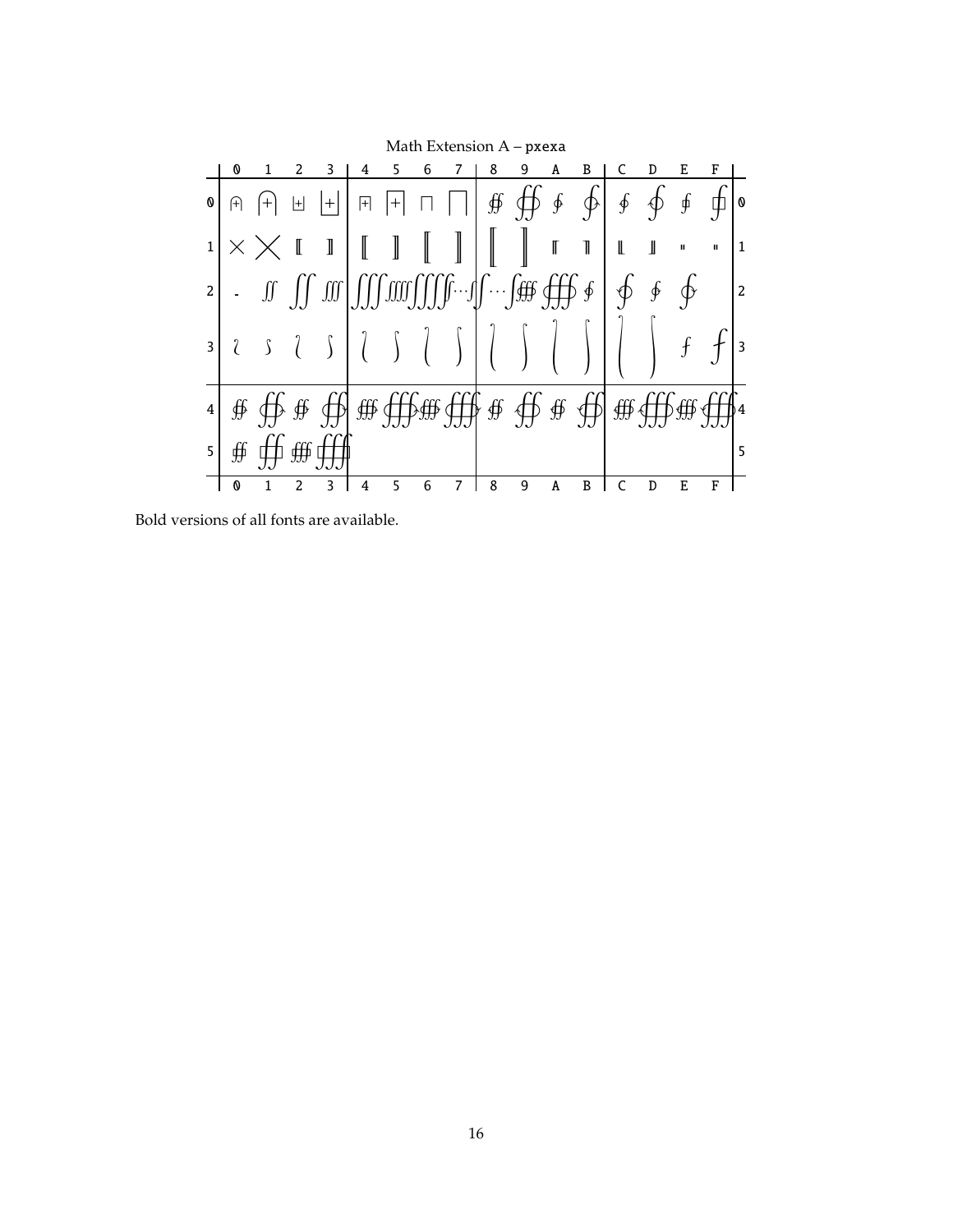Math Extension A – pxexa

| | 0 | 1 | 2 | 3 | 4 | 5 | 6 | 7 | 8 | 9 | A | B | C | D | E | F | |
|---|---|---|---|---|---|---|---|---|---|---|---|---|---|---|---|---|---|
| 0 | | | | | | | | | | | | | | | | | 0 |
| 1 | | | | | | | | | | | | | | | | | 1 |
| 2 | | | | | | | | | | | | | | | | | 2 |
| 3 | | | | | | | | | | | | | | | | | 3 |
| 4 | | | | | | | | | | | | | | | | | 4 |
| 5 | | | | | | | | | | | | | | | | | 5 |
| | 0 | 1 | 2 | 3 | 4 | 5 | 6 | 7 | 8 | 9 | A | B | C | D | E | F | |

Bold versions of all fonts are available.